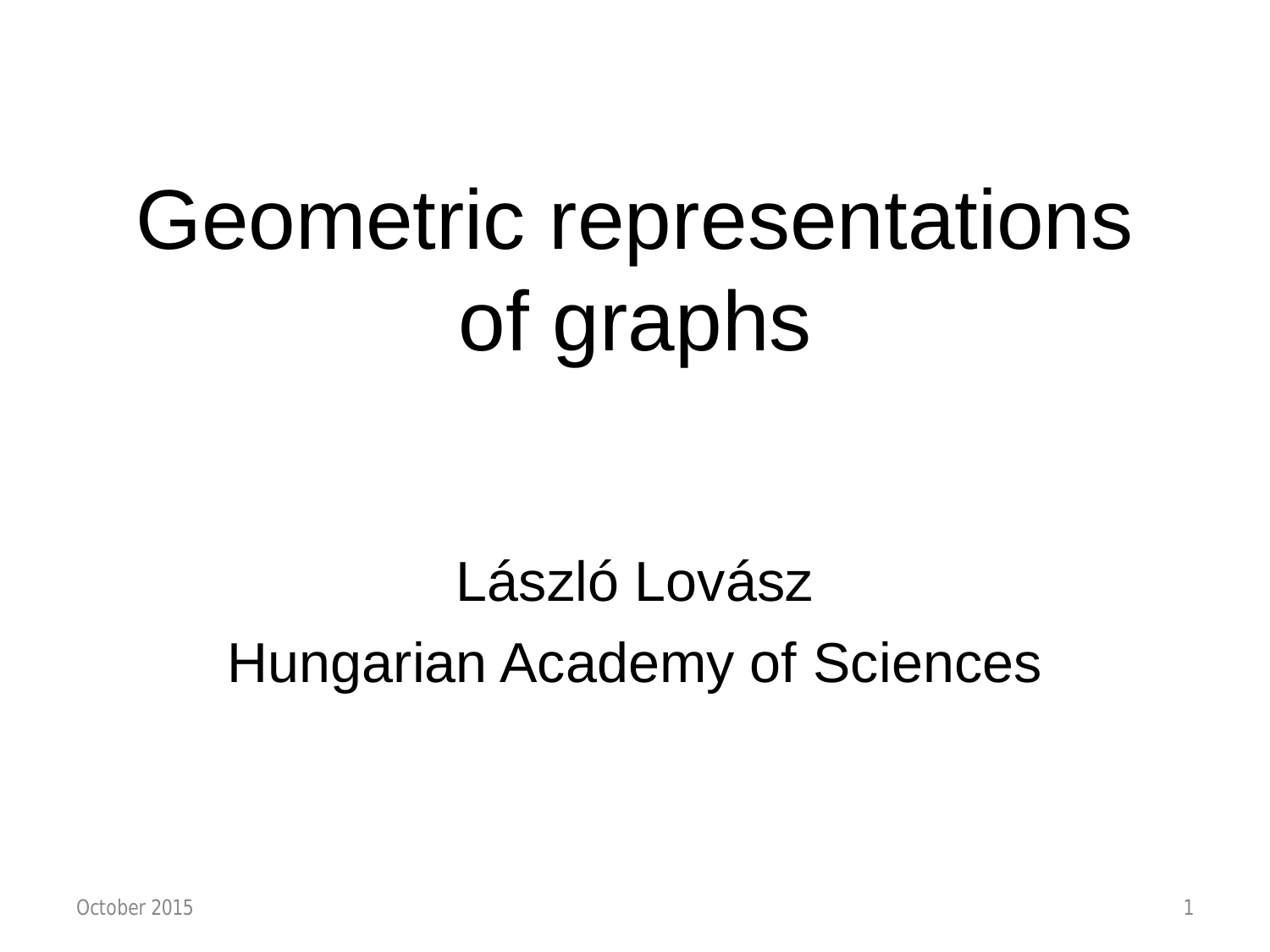# Geometric representations of graphs

László Lovász

Hungarian Academy of Sciences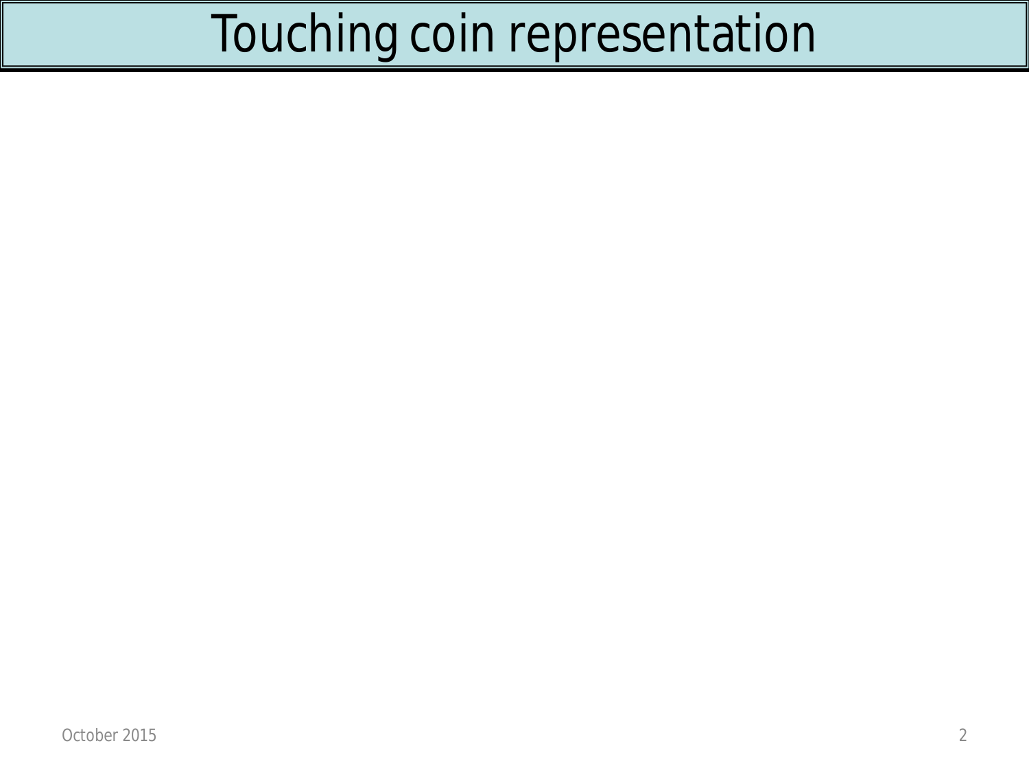# Touching coin representation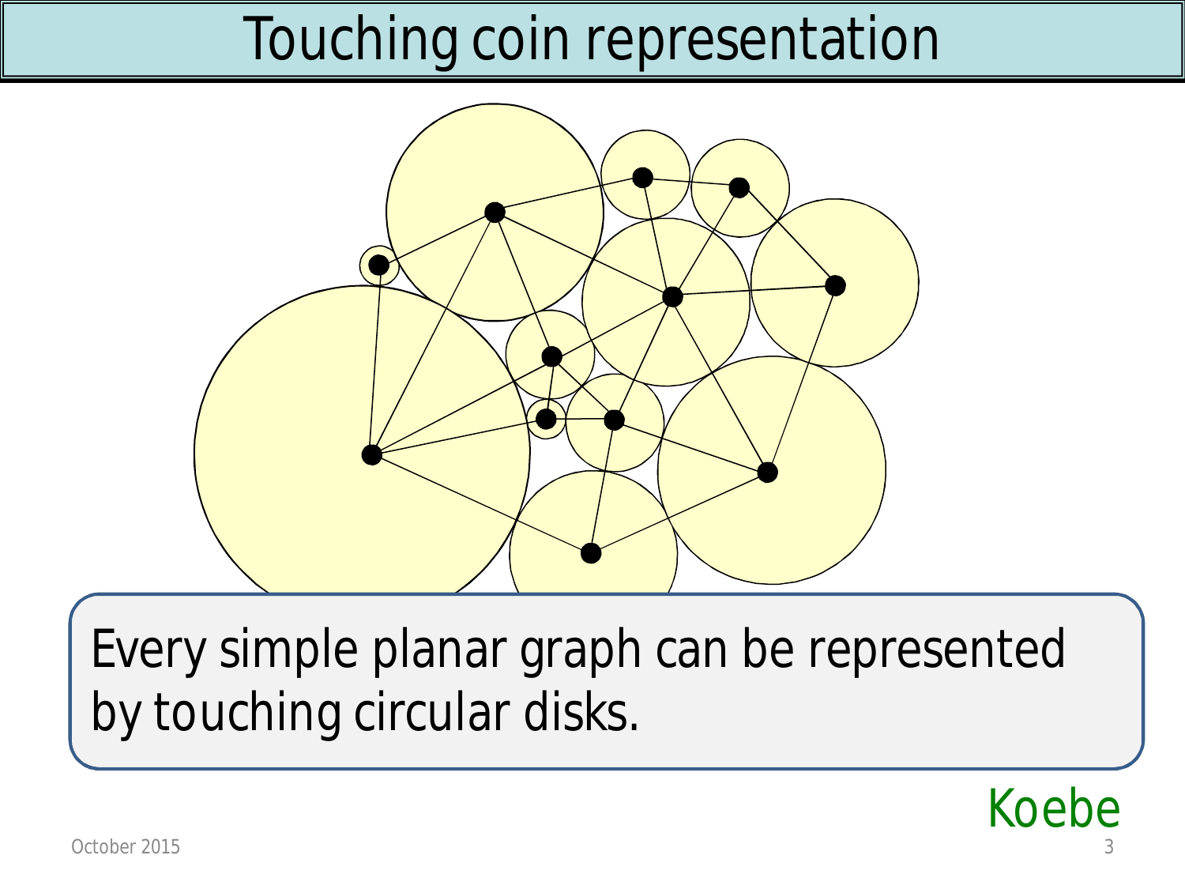# Touching coin representation

Every simple planar graph can be represented by touching circular disks.

Koebe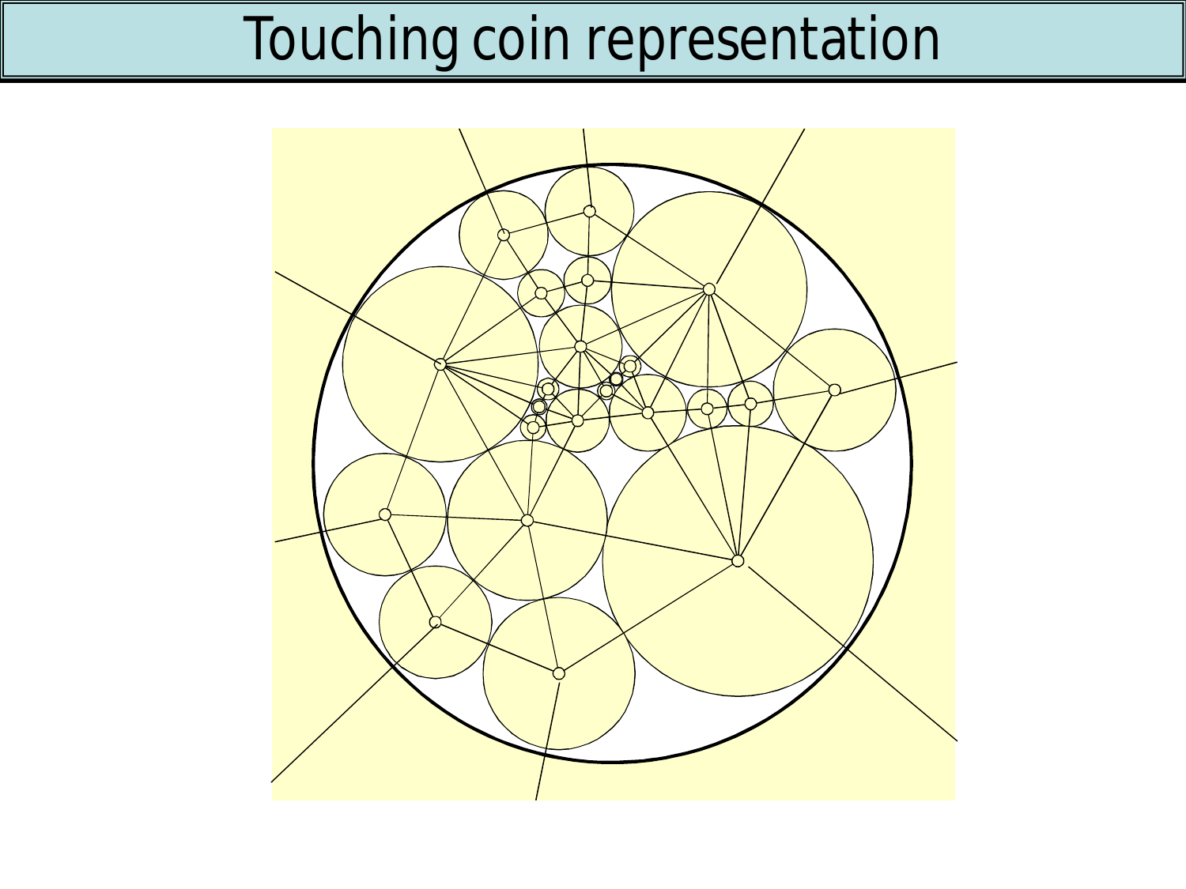# Touching coin representation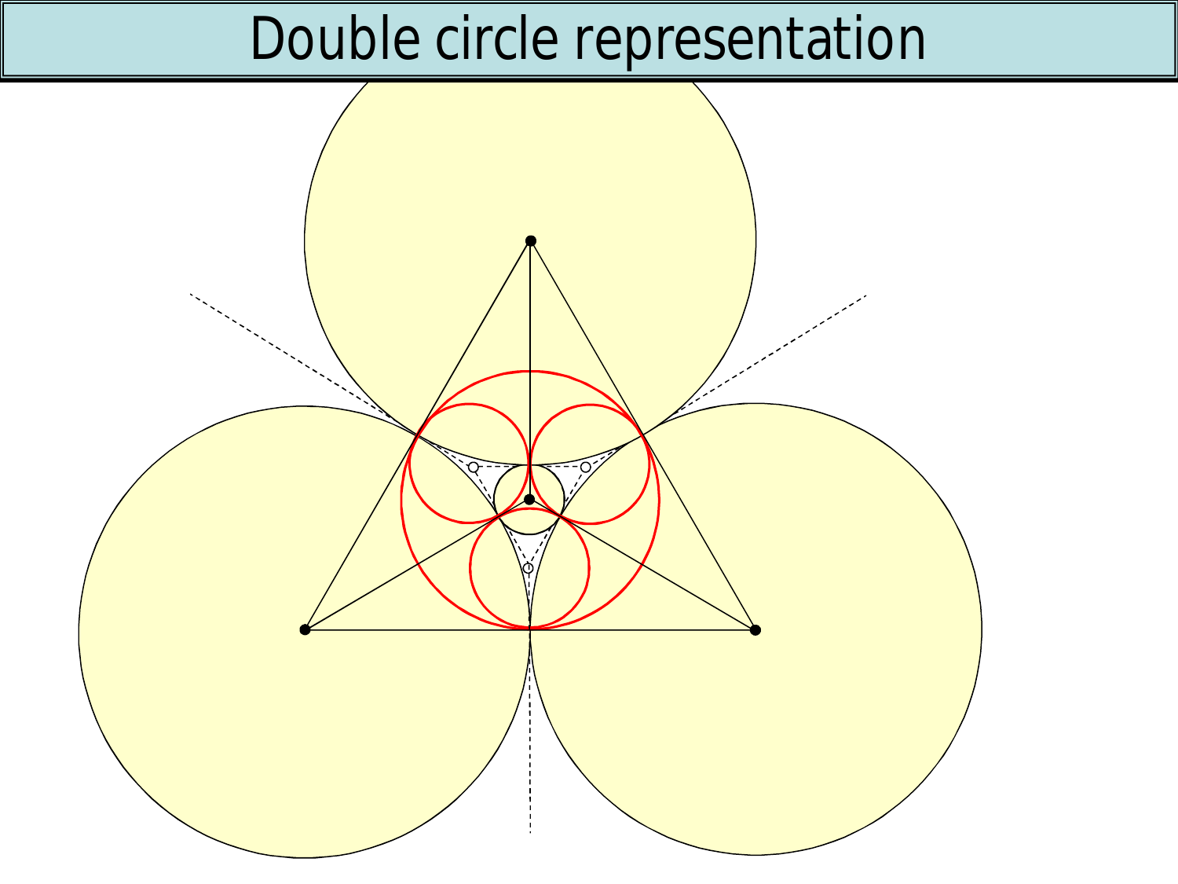# Double circle representation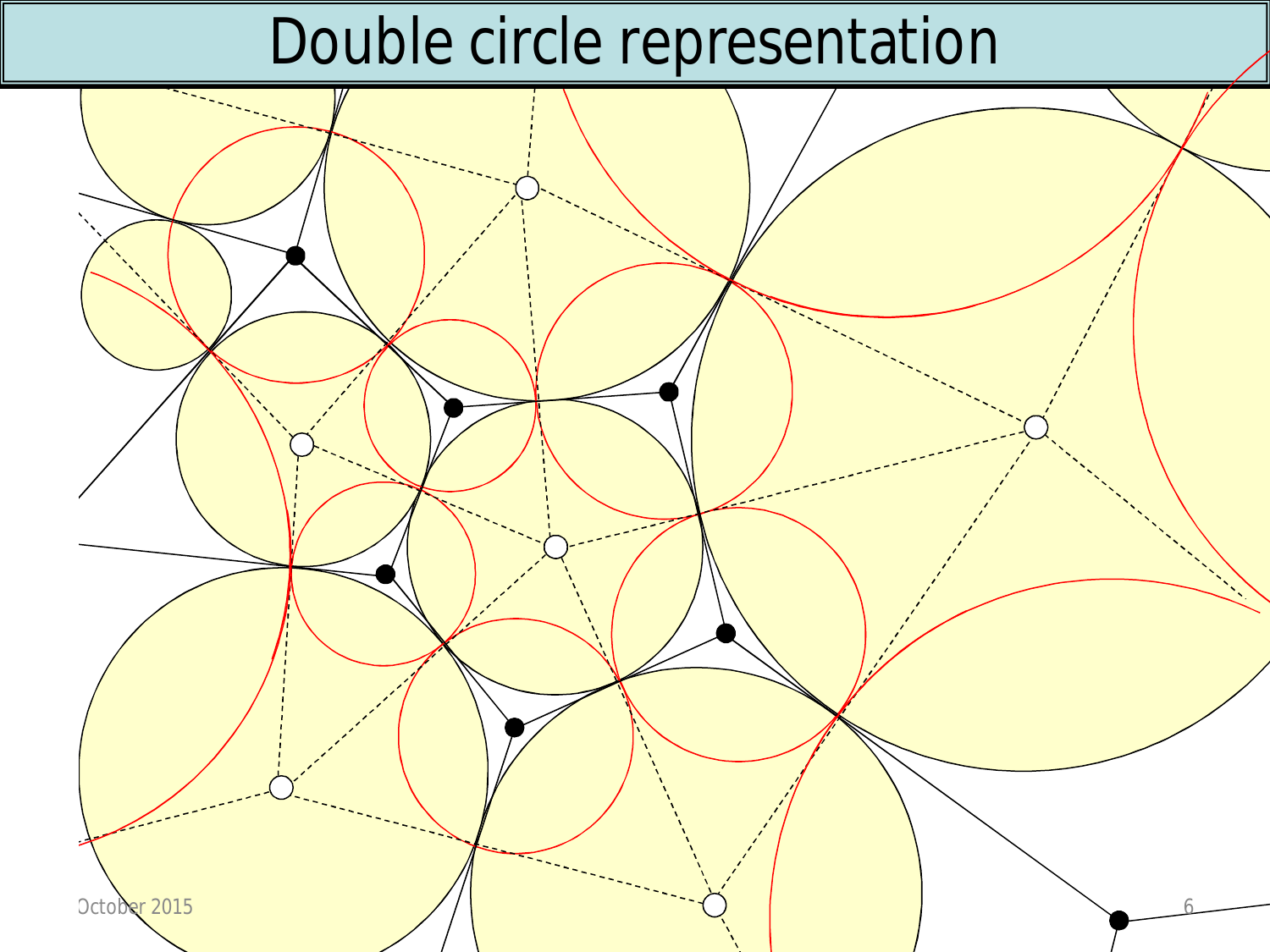# Double circle representation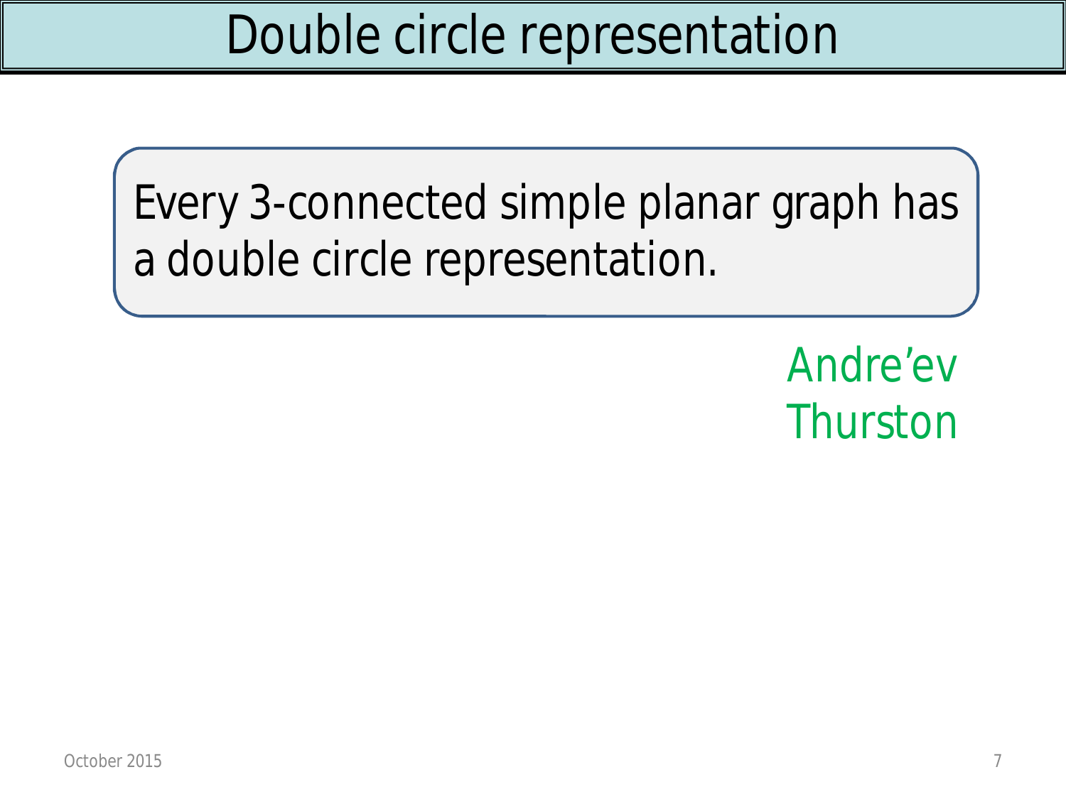# Double circle representation

Every 3-connected simple planar graph has a double circle representation.

Andre'ev
Thurston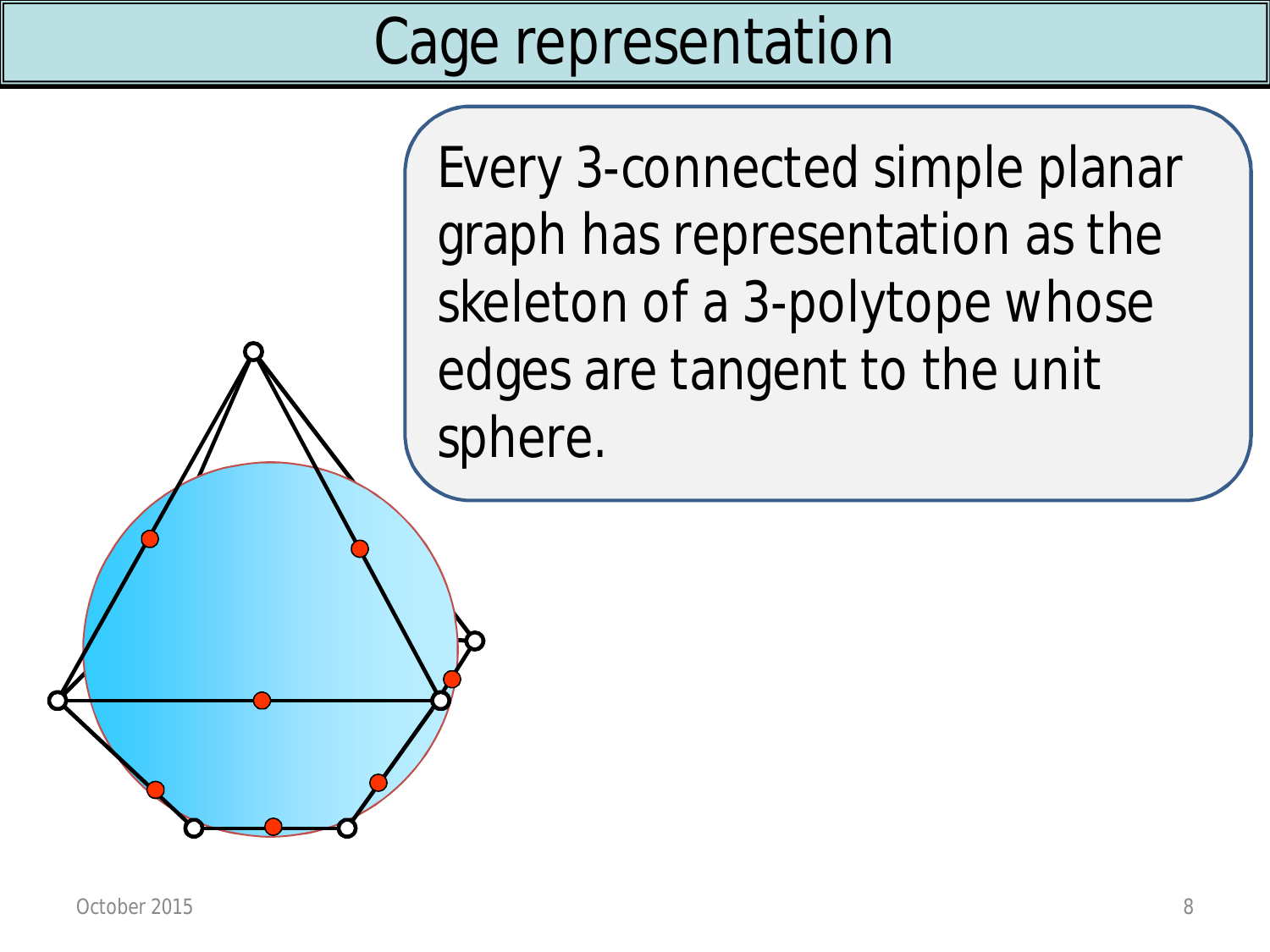# Cage representation

Every 3-connected simple planar graph has representation as the skeleton of a 3-polytope whose edges are tangent to the unit sphere.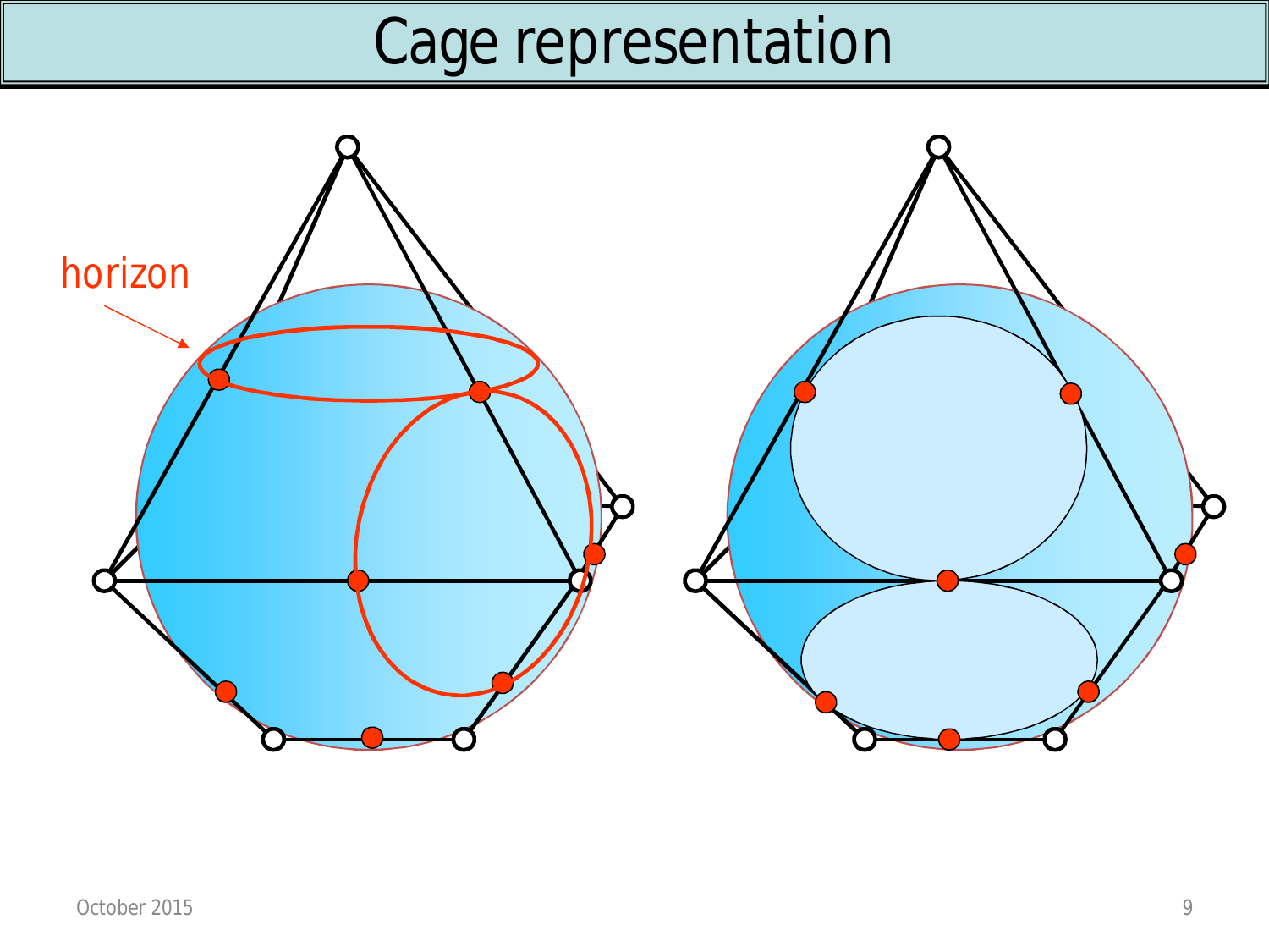# Cage representation

horizon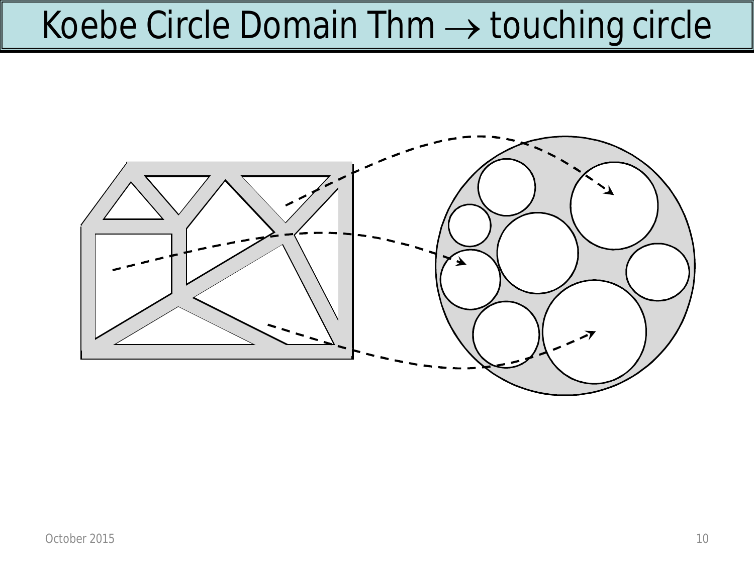# Koebe Circle Domain Thm $\rightarrow$ touching circle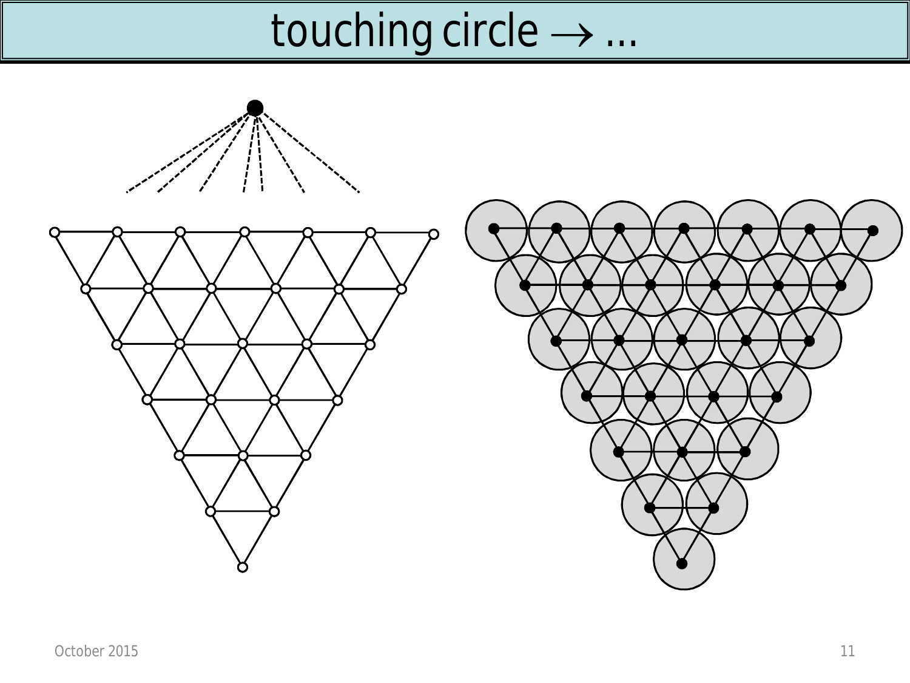# touching circle → ...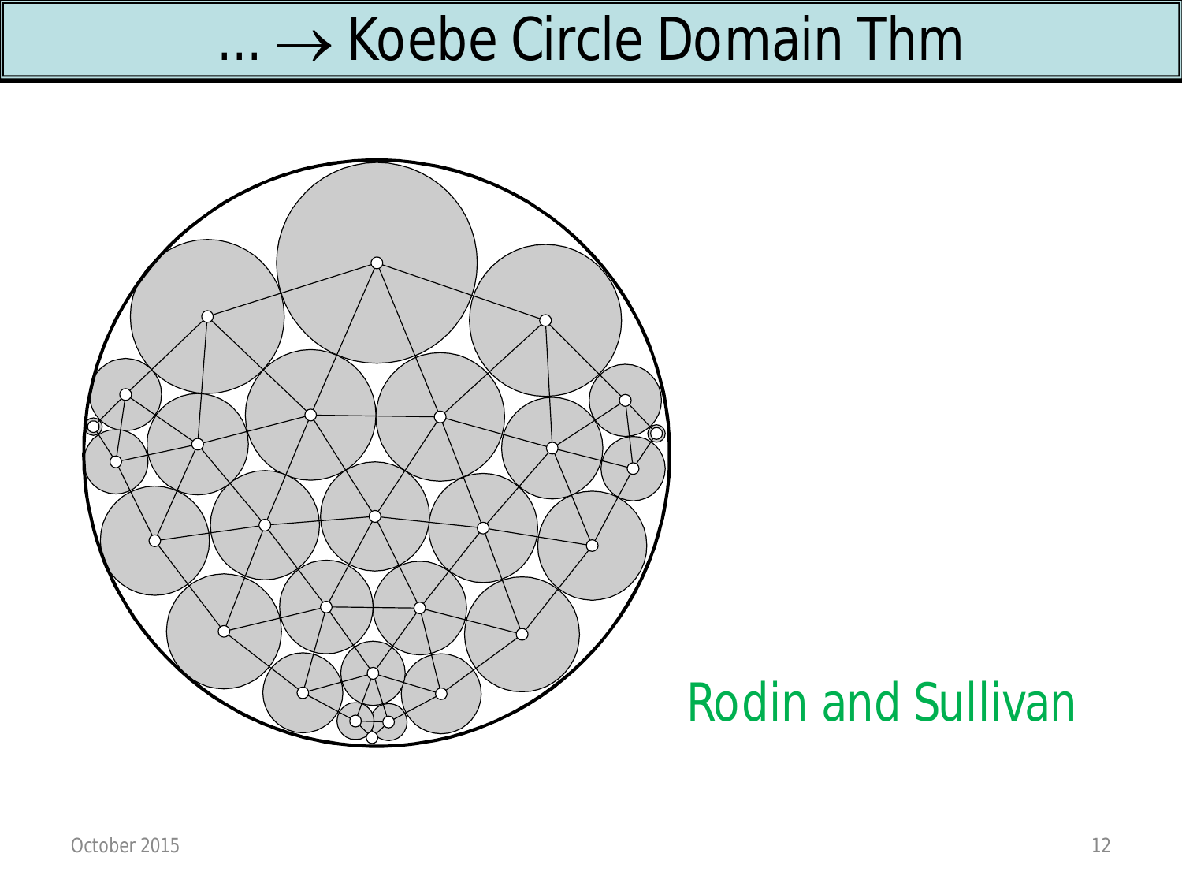# … → Koebe Circle Domain Thm

Rodin and Sullivan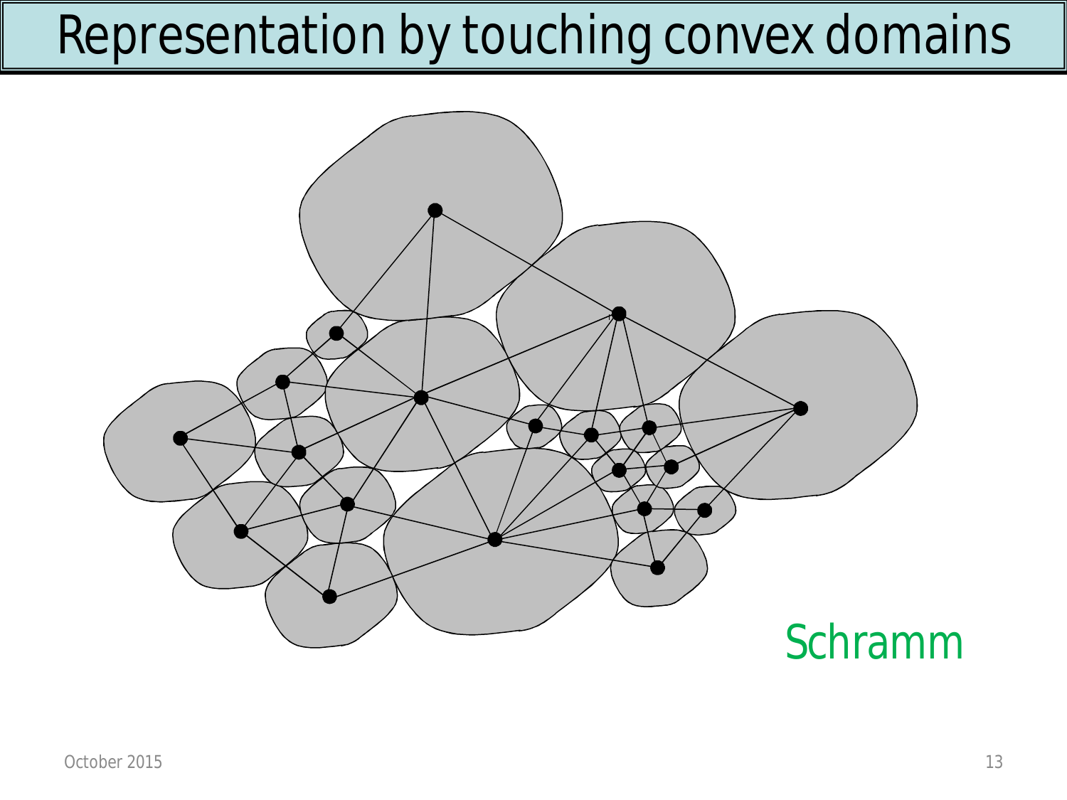# Representation by touching convex domains

Schramm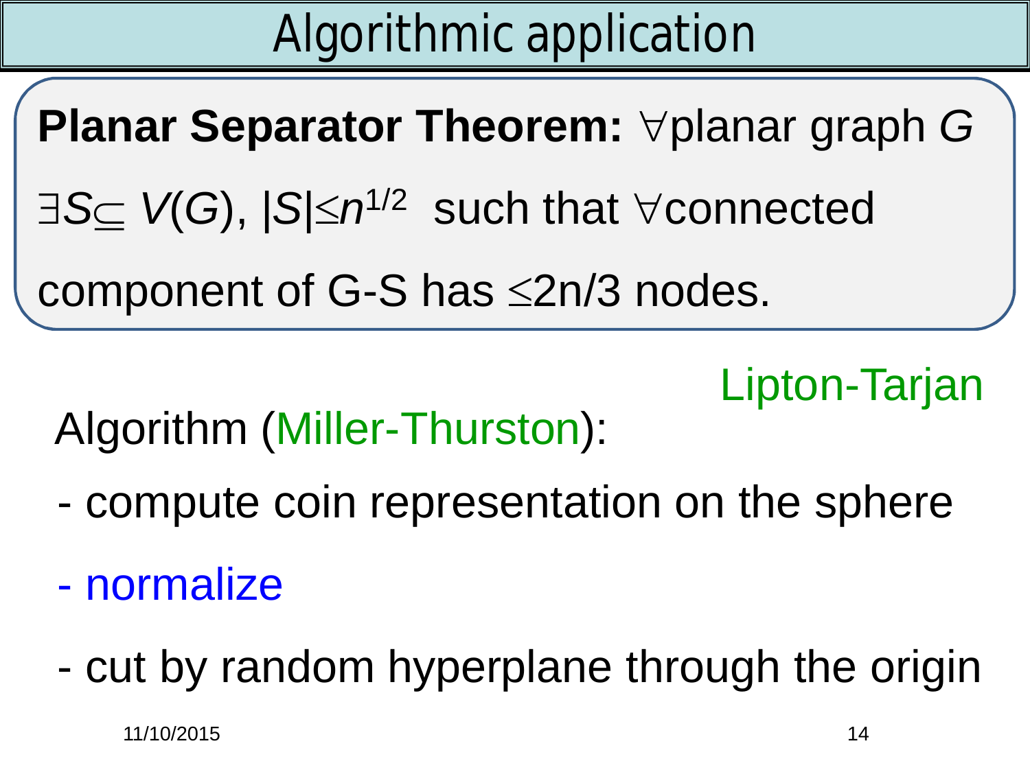# Algorithmic application

**Planar Separator Theorem:** $\forall$planar graph $G$ $\exists S \subseteq V(G)$, $|S| \leq n^{1/2}$ such that $\forall$connected component of G-S has $\leq$2n/3 nodes.

Lipton-Tarjan

Algorithm (Miller-Thurston):

- compute coin representation on the sphere
- normalize
- cut by random hyperplane through the origin

11/10/2015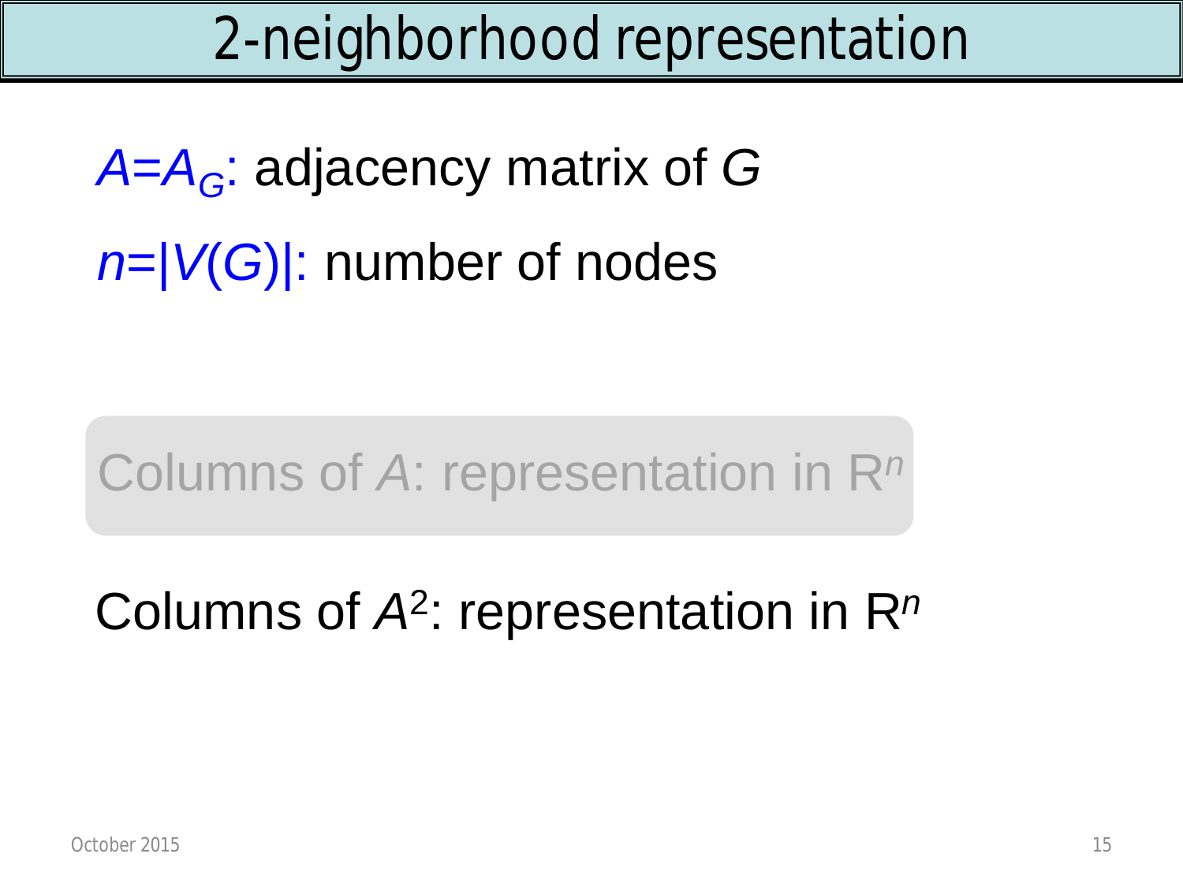# 2-neighborhood representation

$A=A_G$: adjacency matrix of $G$

$n=|V(G)|$: number of nodes

Columns of $A$: representation in $R^n$

Columns of $A^2$: representation in $R^n$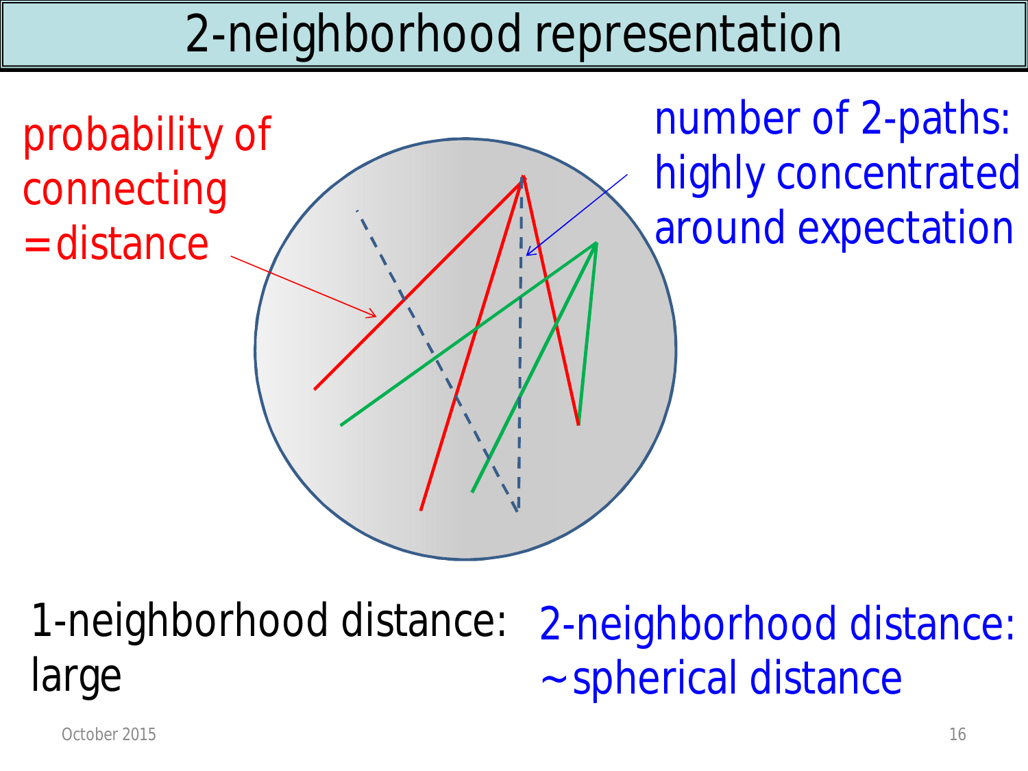# 2-neighborhood representation

probability of connecting = distance

number of 2-paths: highly concentrated around expectation

1-neighborhood distance: large

2-neighborhood distance: ~spherical distance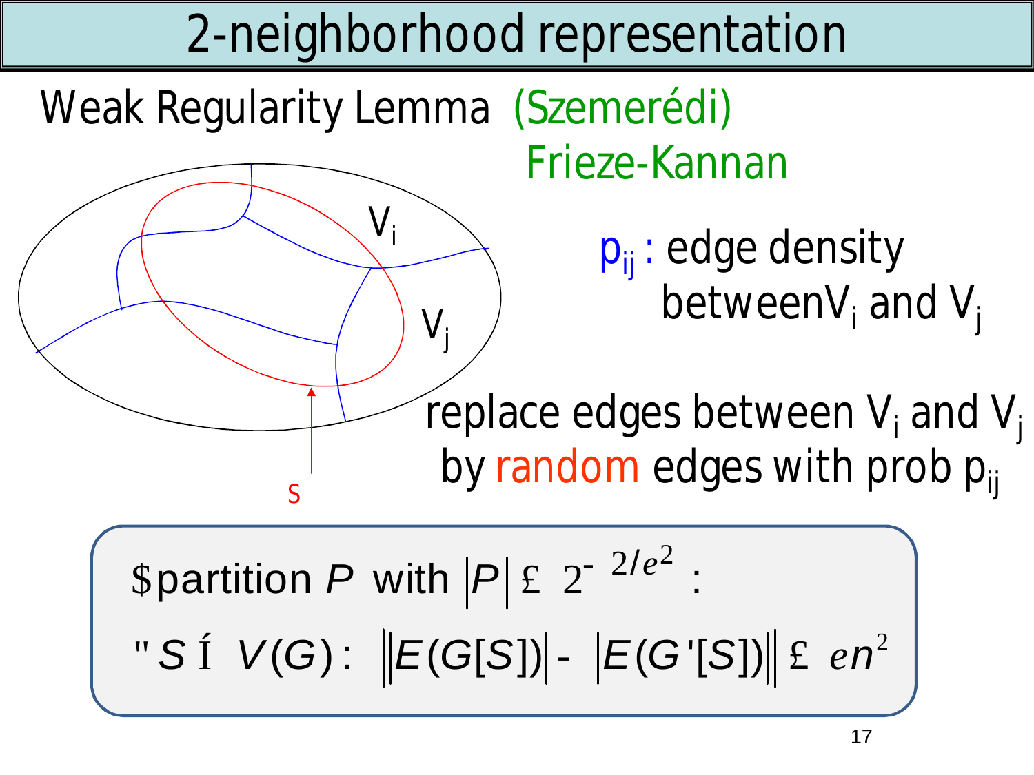# 2-neighborhood representation

Weak Regularity Lemma (Szemerédi)
Frieze-Kannan

$V_i$

$V_j$

S

$p_{ij}$ : edge density between $V_i$ and $V_j$

replace edges between $V_i$ and $V_j$ by random edges with prob $p_{ij}$

$$\exists \text{partition } P \text{ with } |P| \le 2^{2/\varepsilon^2}:$$

$$\forall S \subseteq V(G): \ \big|\,|E(G[S])| - |E(G'[S])|\,\big| \le \varepsilon n^2$$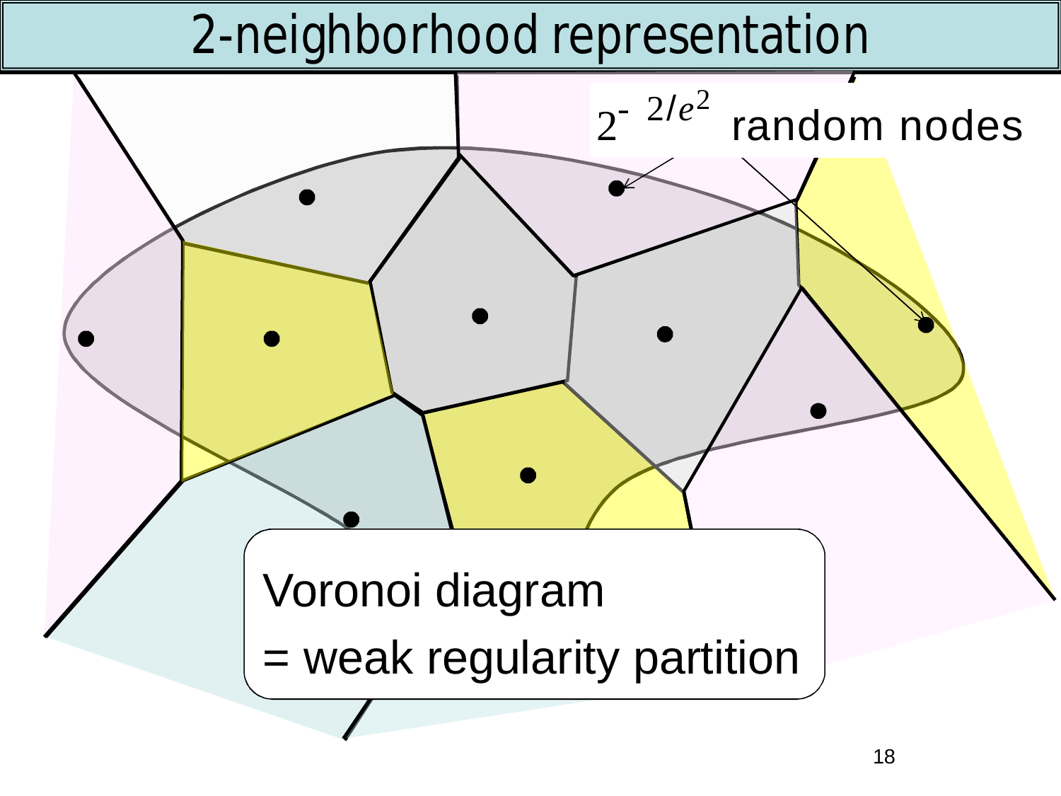# 2-neighborhood representation

$2^{-2/\varepsilon^2}$ random nodes

Voronoi diagram

= weak regularity partition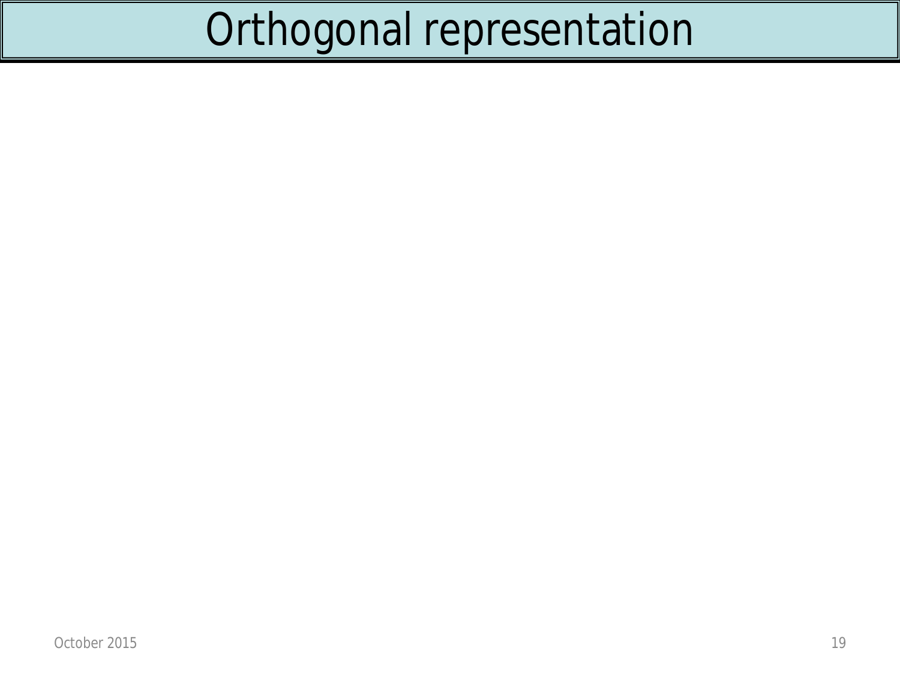# Orthogonal representation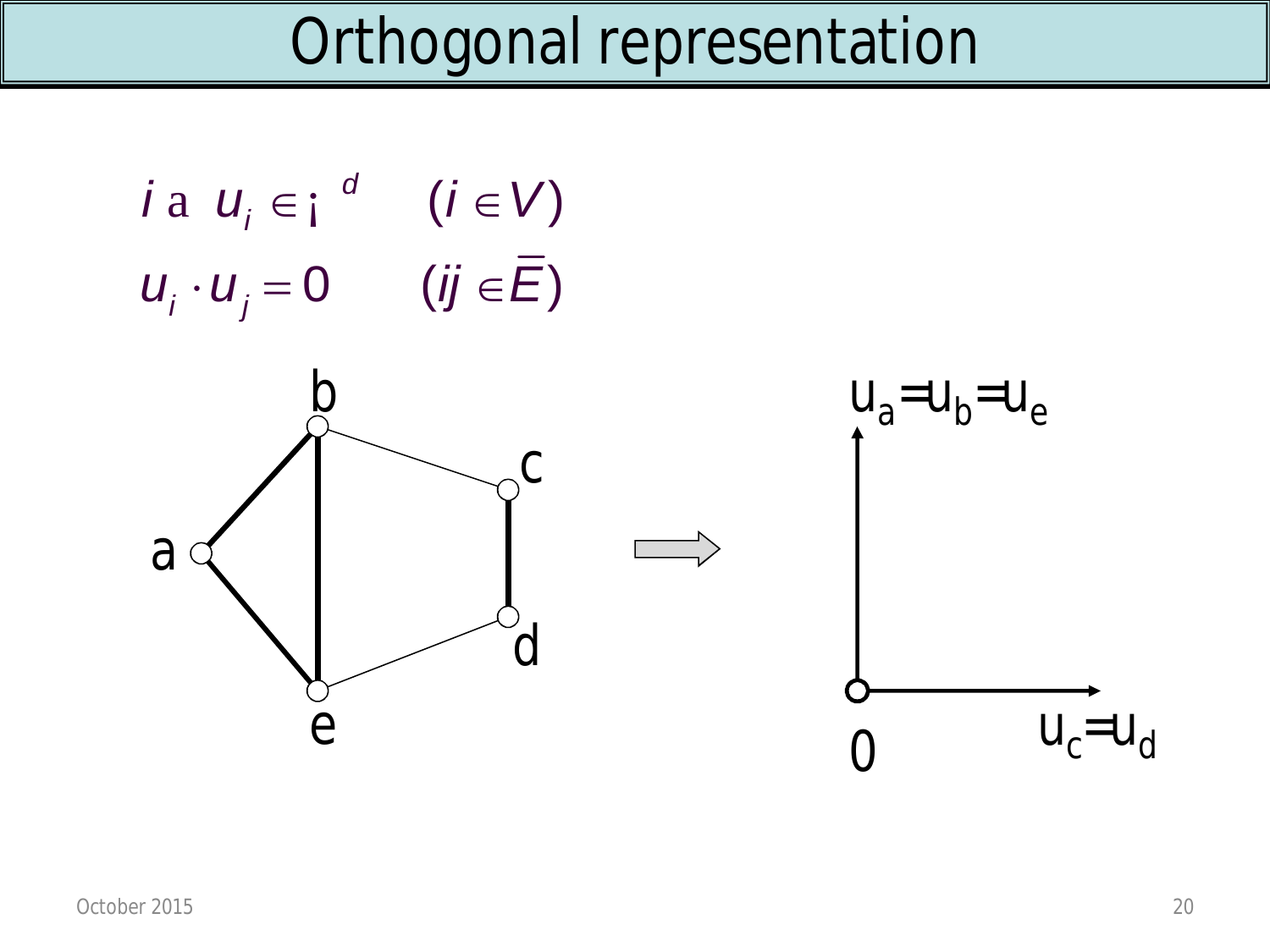# Orthogonal representation

$$i \mapsto u_i \in \mathbb{R}^d \qquad (i \in V)$$

$$u_i \cdot u_j = 0 \qquad (ij \in \overline{E})$$

b

c

a

d

e

$u_a = u_b = u_e$

0

$u_c = u_d$

October 2015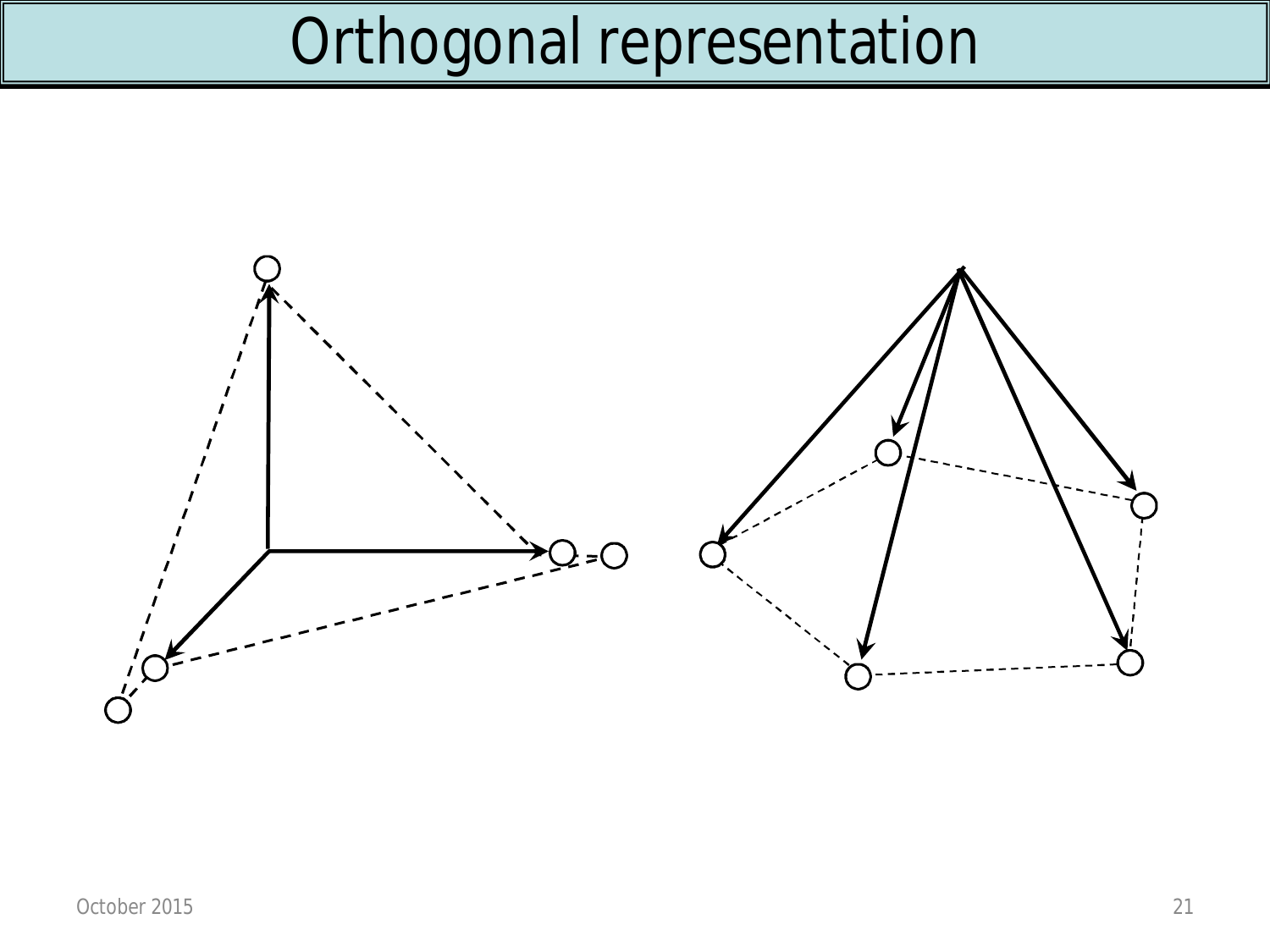# Orthogonal representation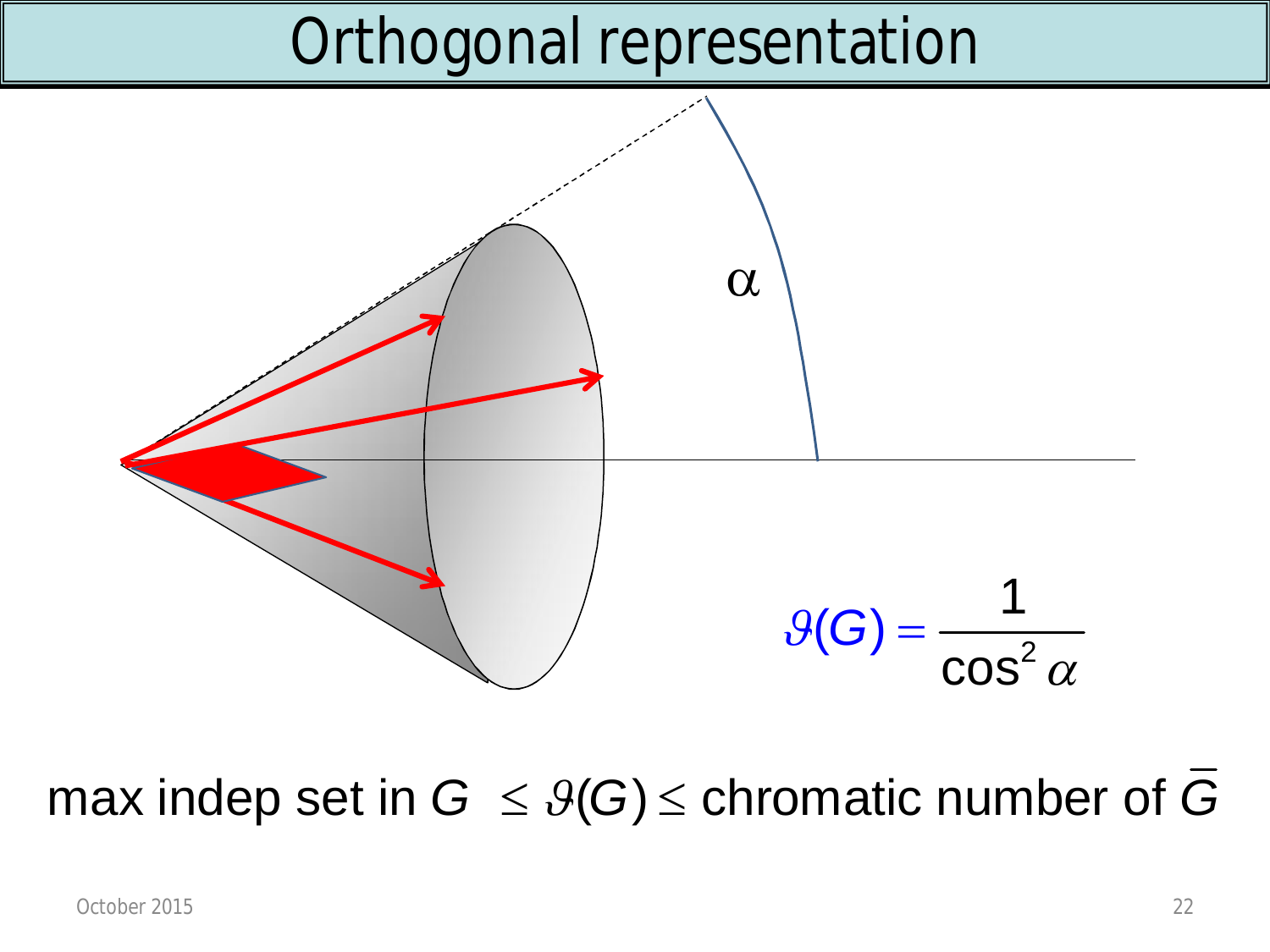# Orthogonal representation

α

$$\vartheta(G) = \frac{1}{\cos^2 \alpha}$$

max indep set in $G \le \vartheta(G) \le$ chromatic number of $\overline{G}$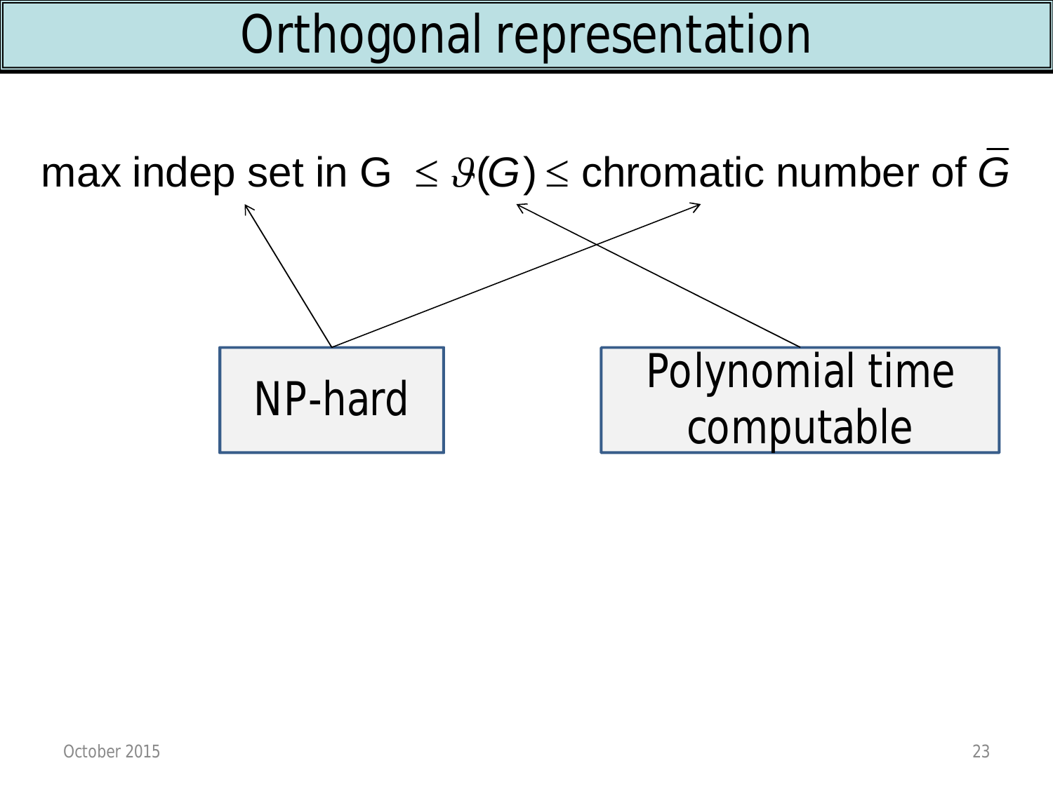# Orthogonal representation

max indep set in G $\leq \vartheta(G) \leq$ chromatic number of $\overline{G}$

NP-hard

Polynomial time computable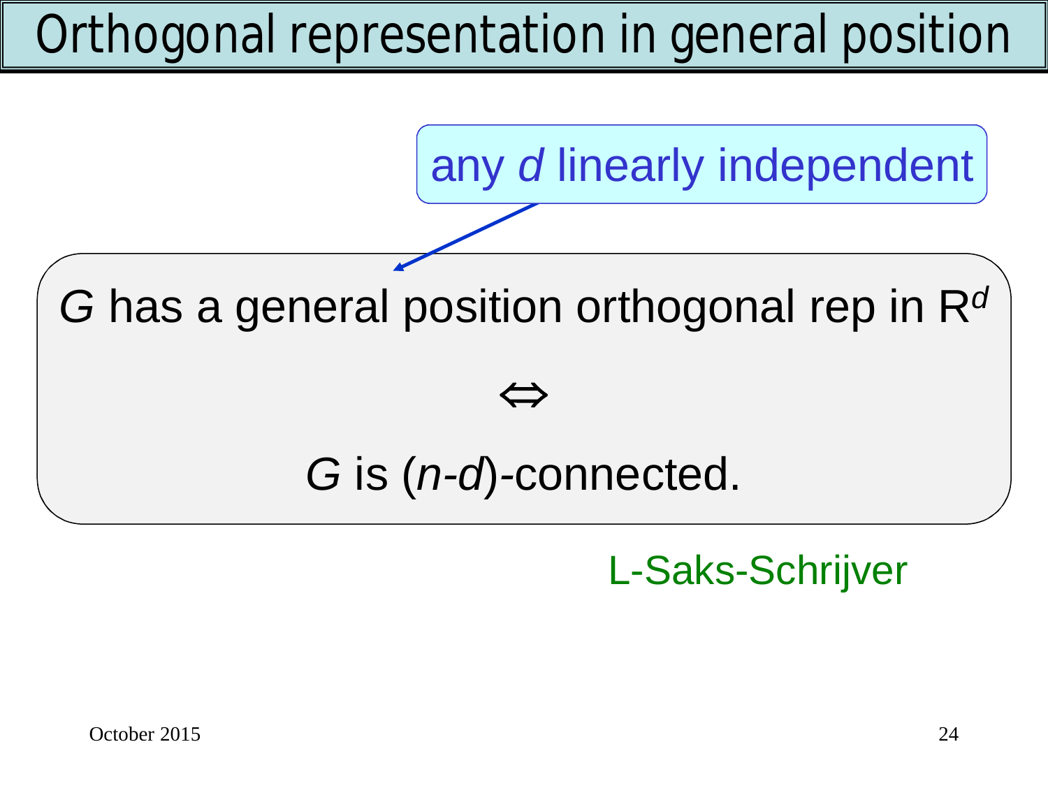# Orthogonal representation in general position

any $d$ linearly independent

$G$ has a general position orthogonal rep in $\mathbb{R}^d$

$\Leftrightarrow$

$G$ is $(n\text{-}d)$-connected.

L-Saks-Schrijver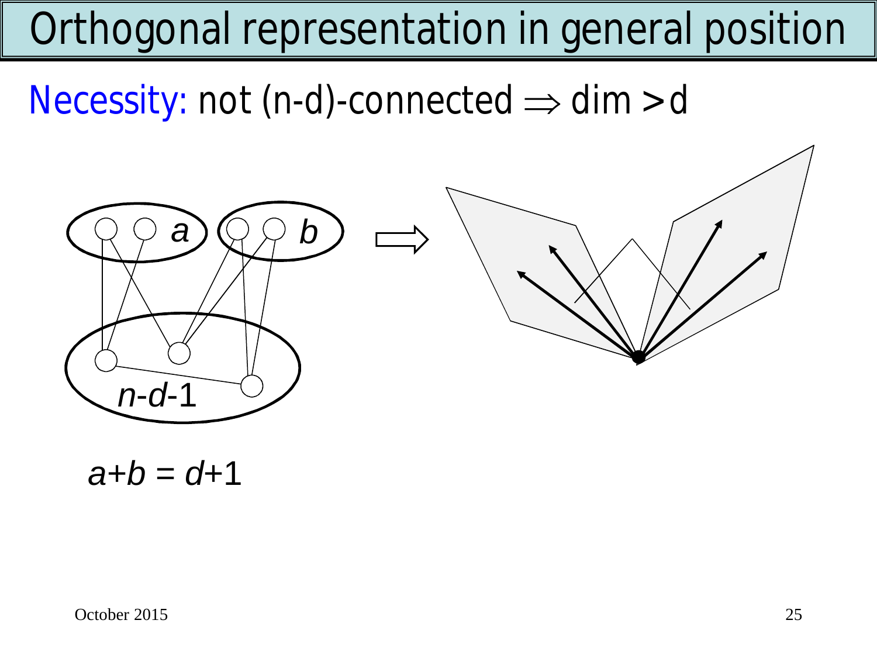# Orthogonal representation in general position

Necessity: not (n-d)-connected $\Rightarrow$ dim > d

$a$ $b$

$n$-$d$-1

$a+b = d+1$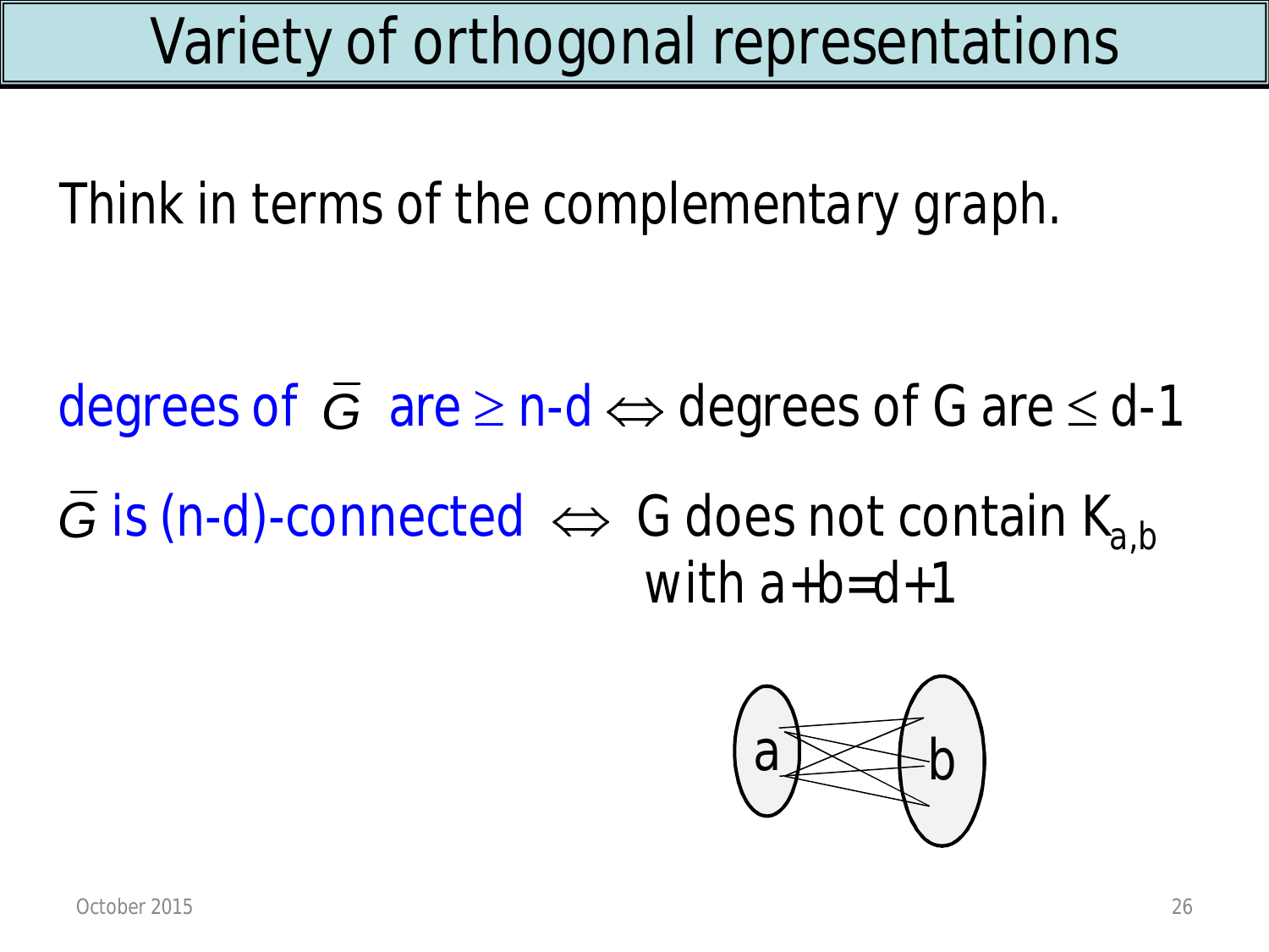# Variety of orthogonal representations

Think in terms of the complementary graph.

degrees of $\bar{G}$ are $\geq$ n-d $\Leftrightarrow$ degrees of G are $\leq$ d-1

$\bar{G}$ is (n-d)-connected $\Leftrightarrow$ G does not contain $K_{a,b}$ with $a+b=d+1$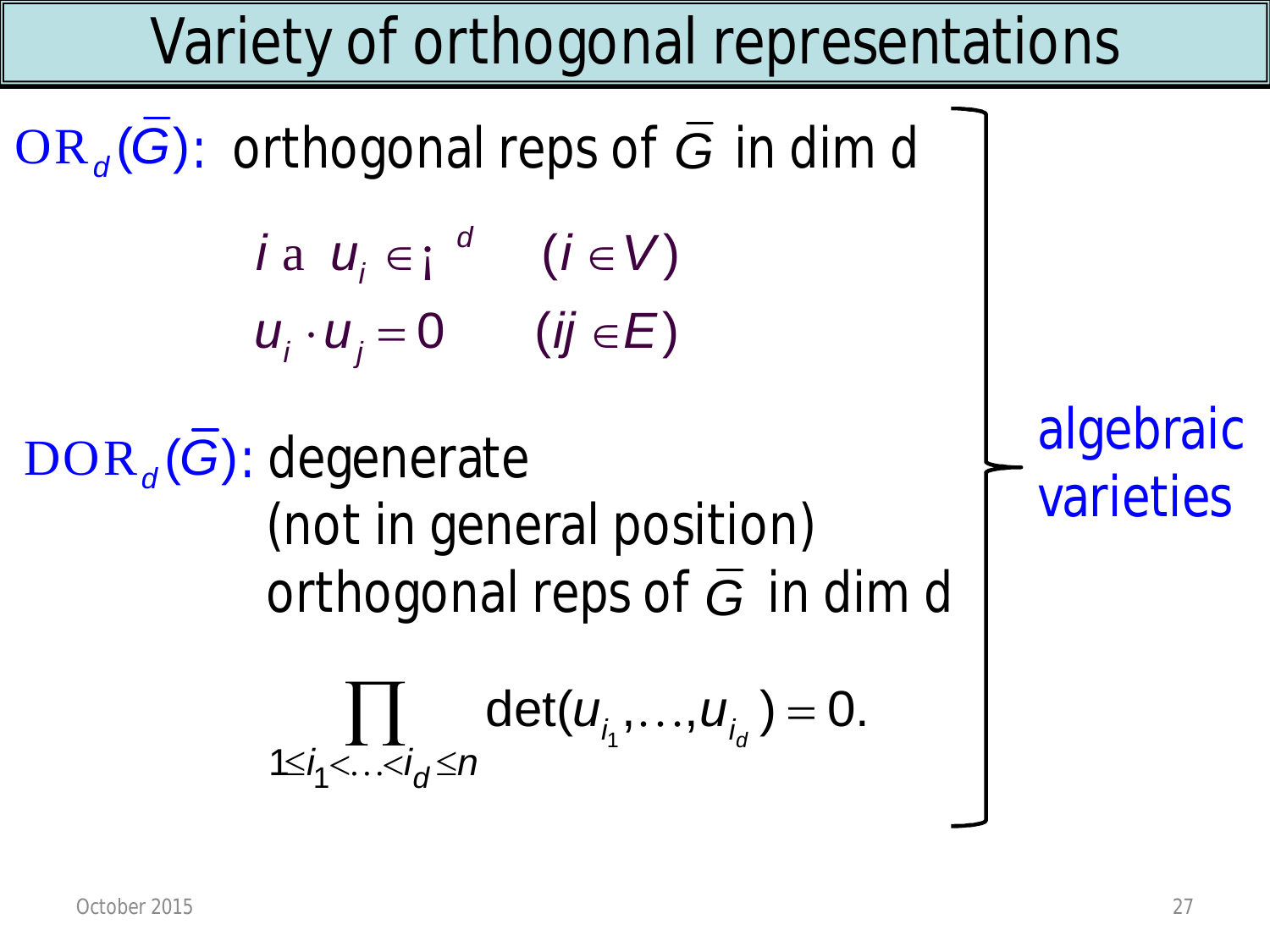# Variety of orthogonal representations

$\mathrm{OR}_d(\overline{G})$: orthogonal reps of $\overline{G}$ in dim d

$$i \mapsto u_i \in \mathbb{R}^d \qquad (i \in V)$$

$$u_i \cdot u_j = 0 \qquad (ij \in E)$$

$\mathrm{DOR}_d(\overline{G})$: degenerate (not in general position) orthogonal reps of $\overline{G}$ in dim d

$$\prod_{1 \le i_1 < \ldots < i_d \le n} \det(u_{i_1}, \ldots, u_{i_d}) = 0.$$

algebraic varieties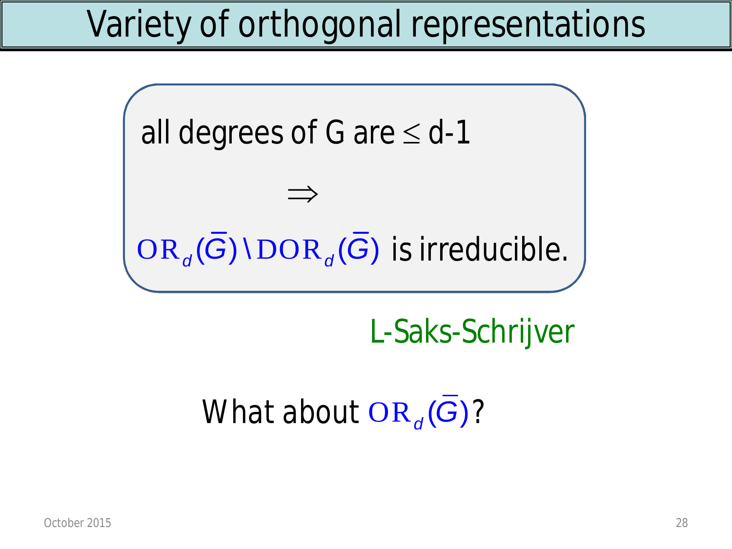# Variety of orthogonal representations

all degrees of G are $\leq$ d-1

$$\Rightarrow$$

$\mathrm{OR}_d(\bar{G}) \setminus \mathrm{DOR}_d(\bar{G})$ is irreducible.

L-Saks-Schrijver

What about $\mathrm{OR}_d(\bar{G})$?

October 2015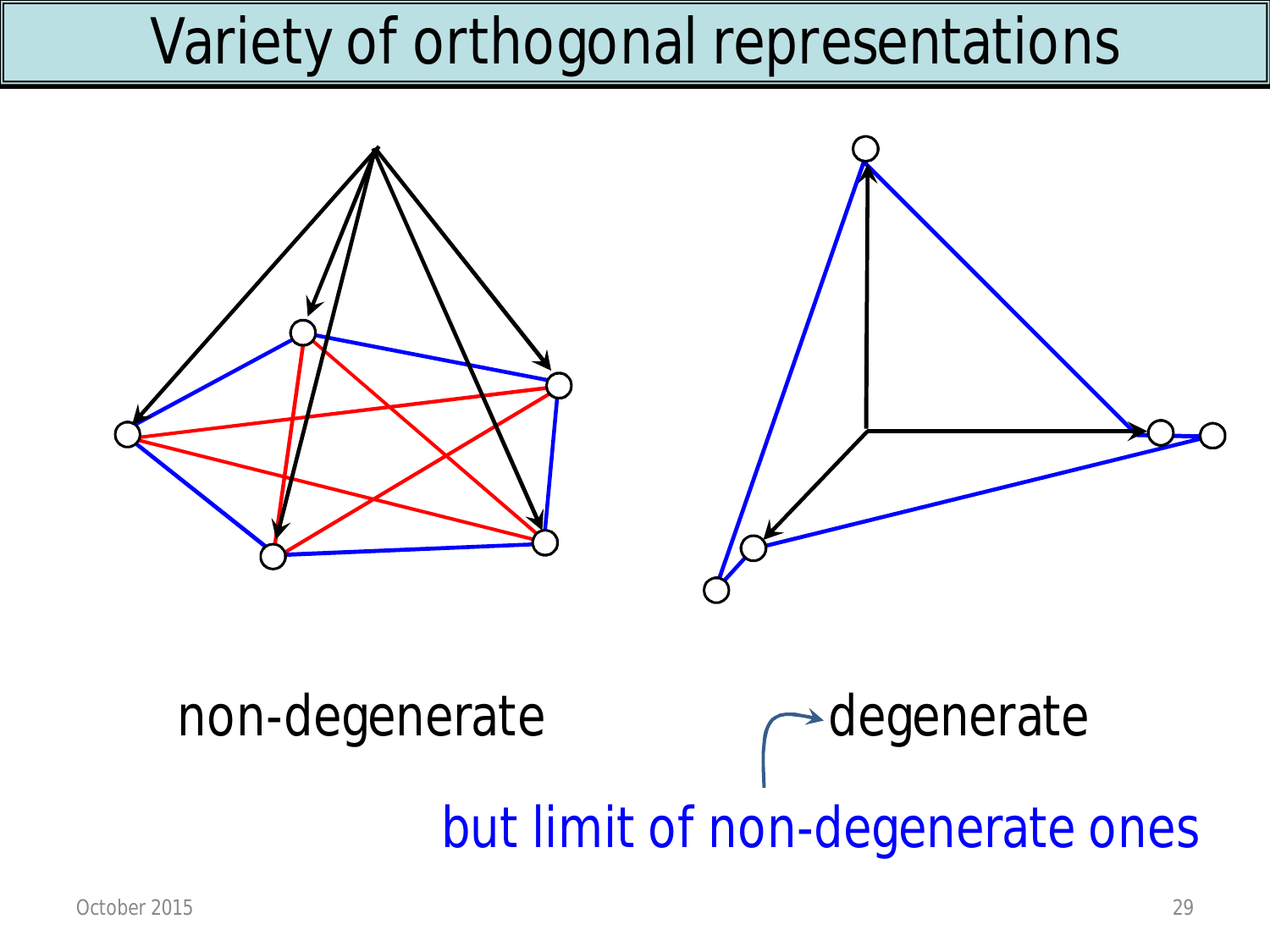# Variety of orthogonal representations

non-degenerate

degenerate

but limit of non-degenerate ones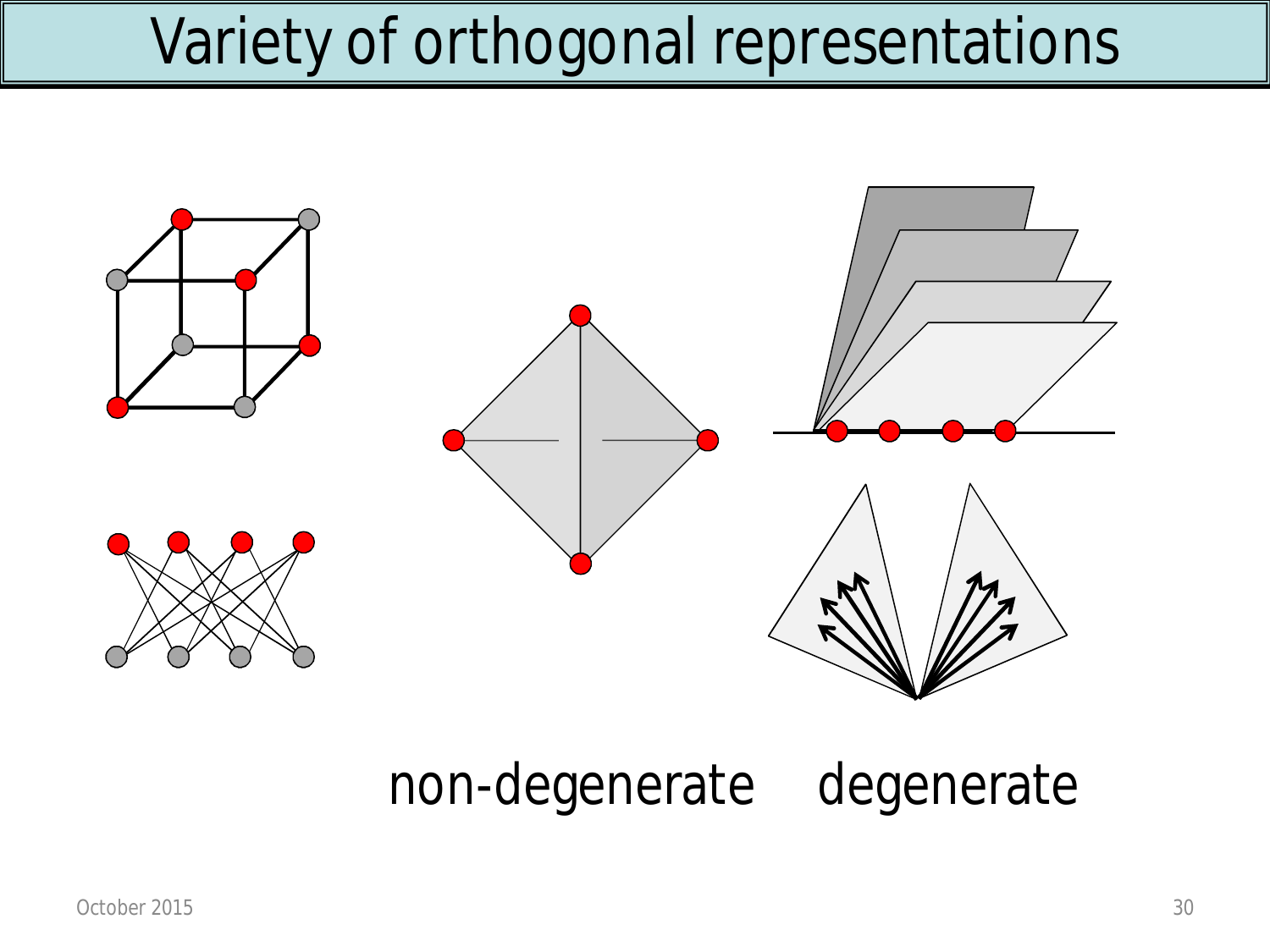# Variety of orthogonal representations

non-degenerate degenerate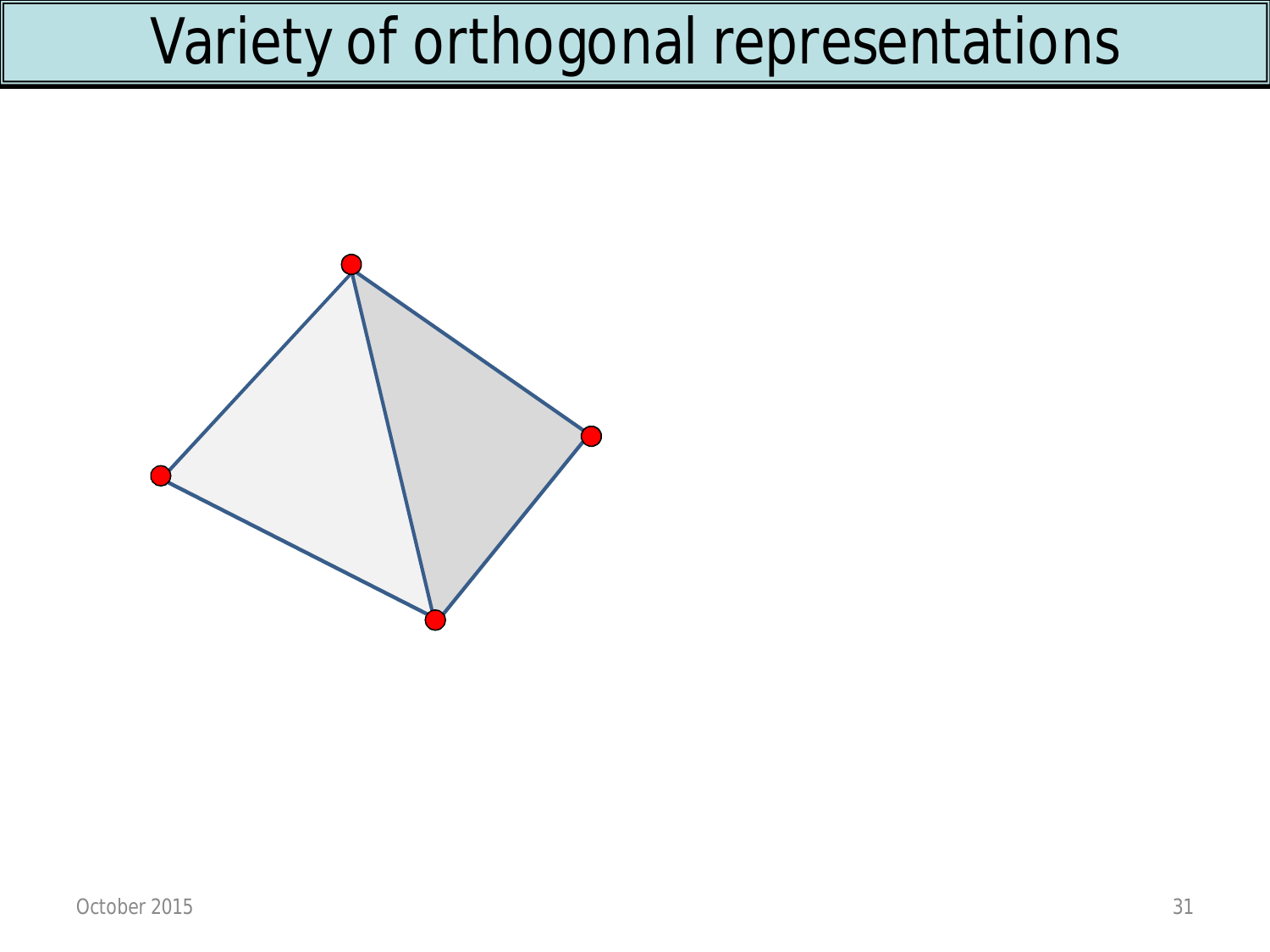# Variety of orthogonal representations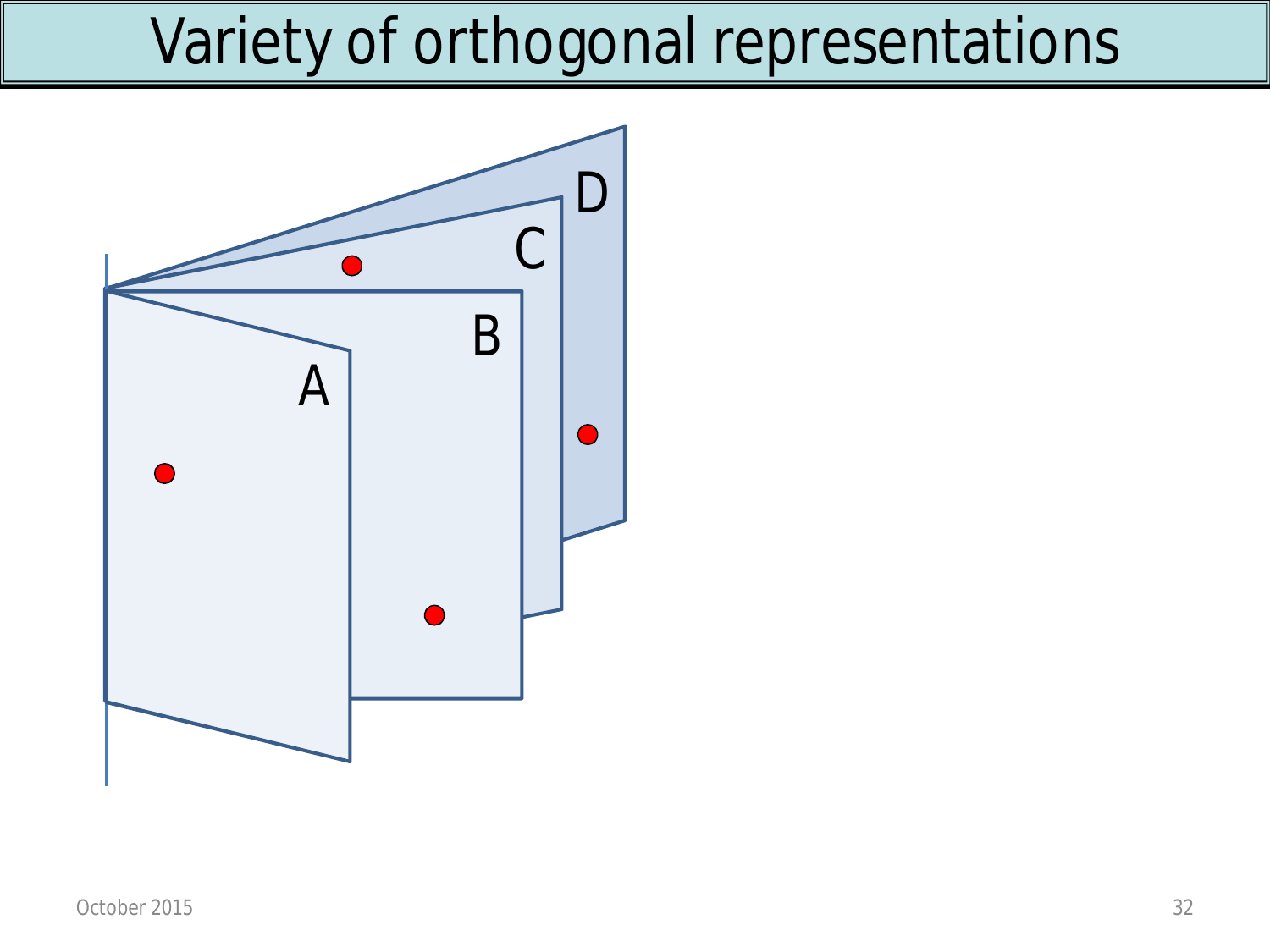# Variety of orthogonal representations

A

B

C

D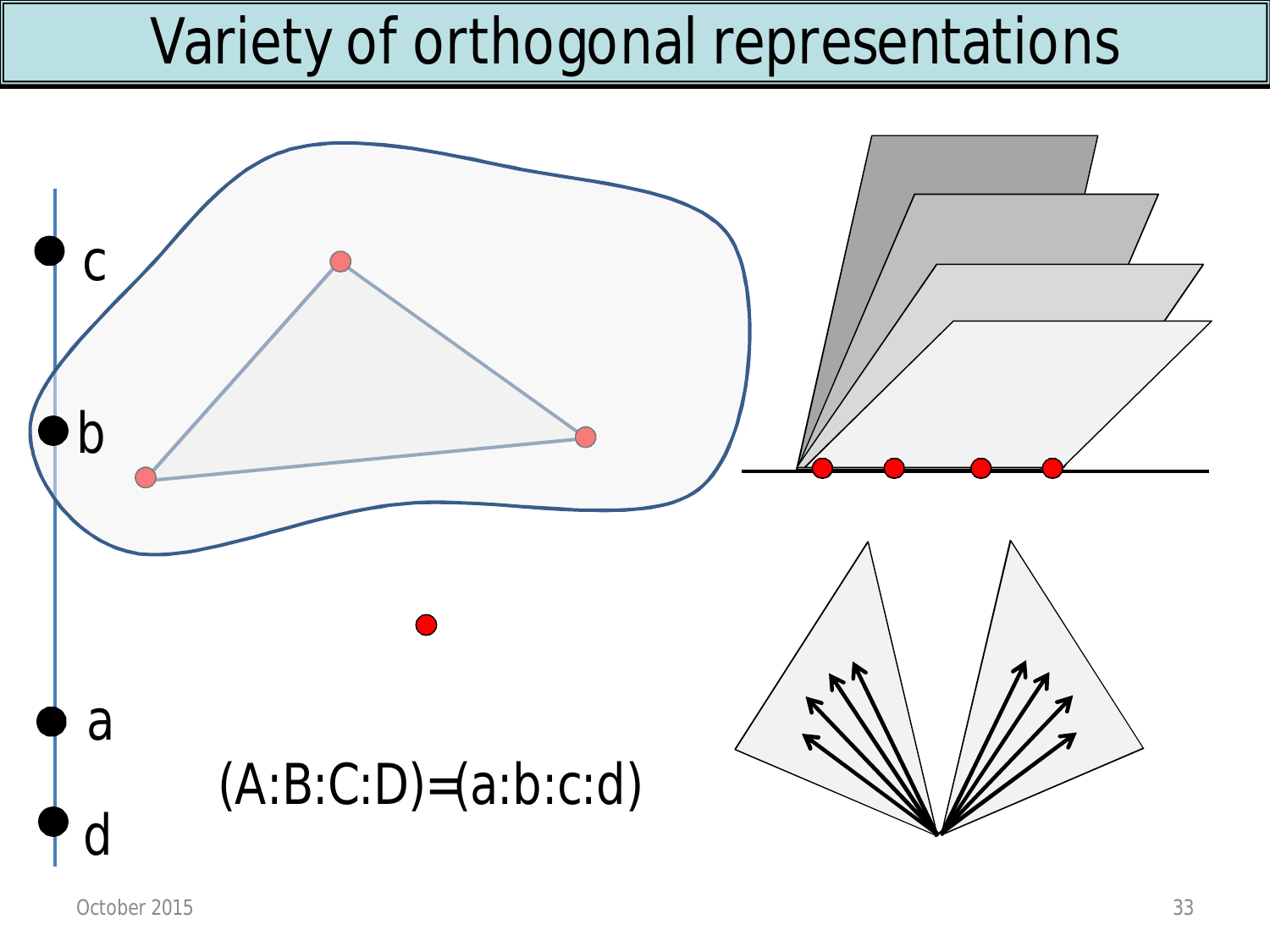# Variety of orthogonal representations

c

b

a

d

(A:B:C:D)=(a:b:c:d)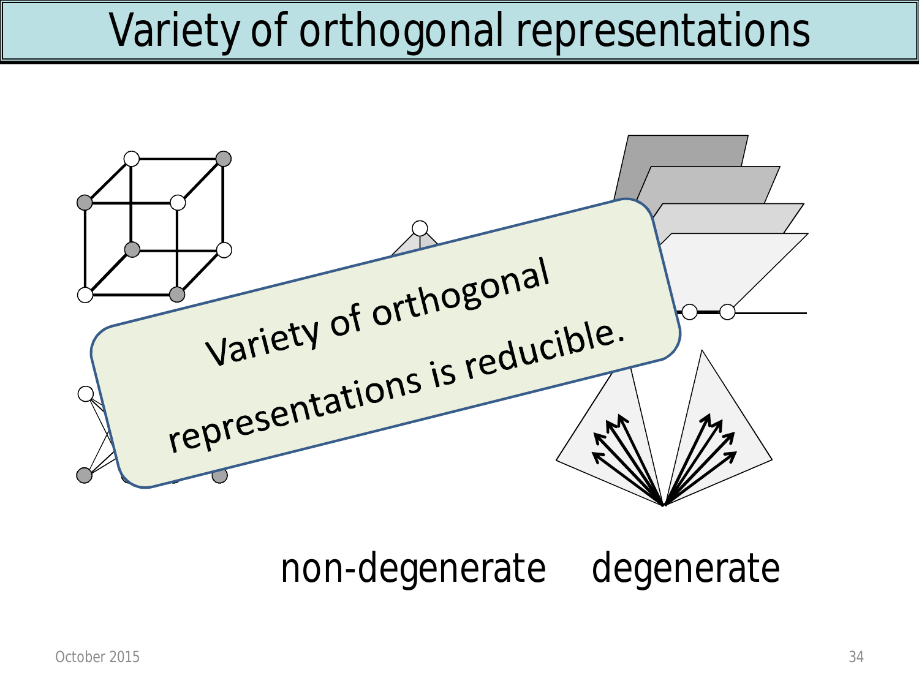# Variety of orthogonal representations

Variety of orthogonal representations is reducible.

non-degenerate     degenerate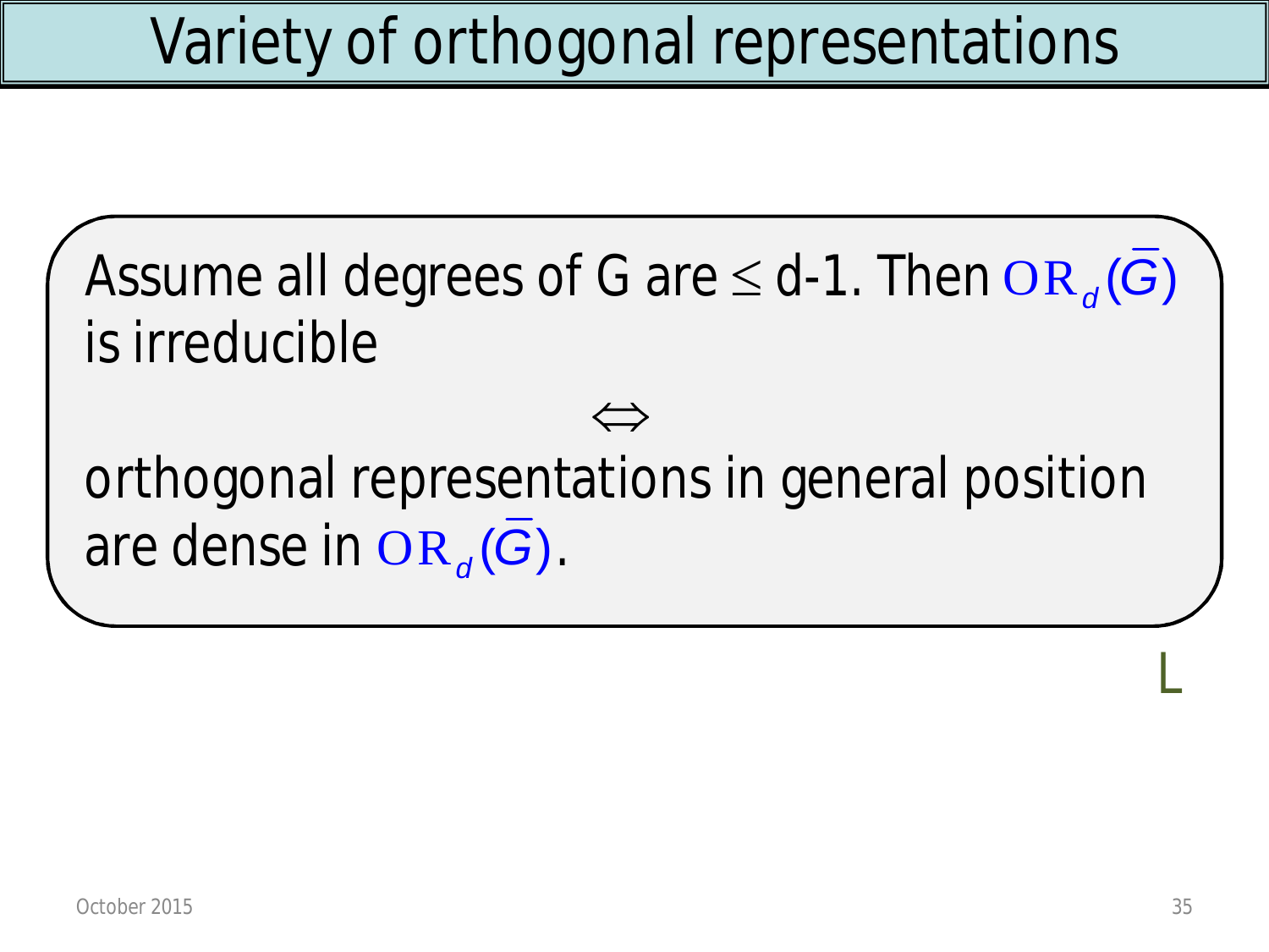# Variety of orthogonal representations

Assume all degrees of G are $\leq$ d-1. Then $\mathrm{OR}_d(\overline{G})$ is irreducible

$$\Leftrightarrow$$

orthogonal representations in general position are dense in $\mathrm{OR}_d(\overline{G})$.

L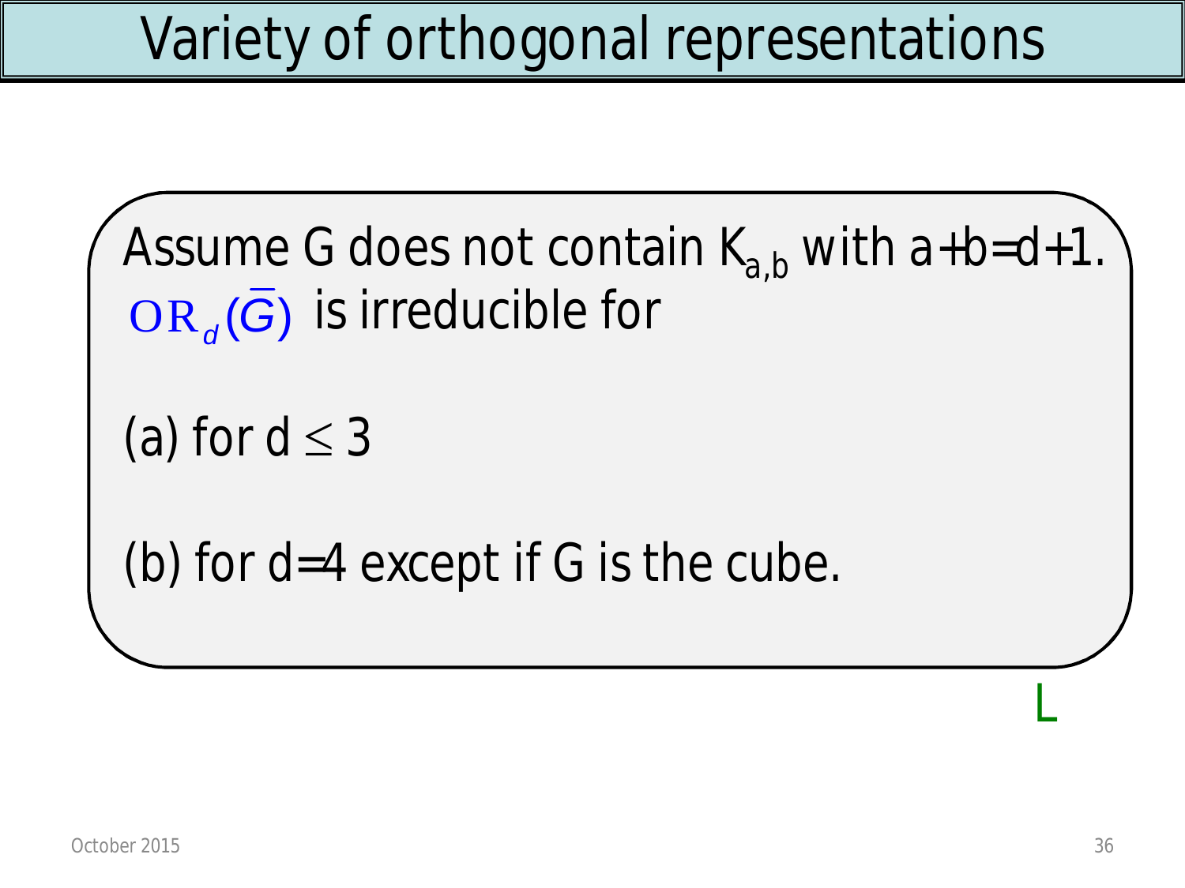# Variety of orthogonal representations

Assume G does not contain $K_{a,b}$ with $a+b=d+1$. $\mathrm{OR}_d(\overline{G})$ is irreducible for

(a) for $d \leq 3$

(b) for $d=4$ except if G is the cube.

L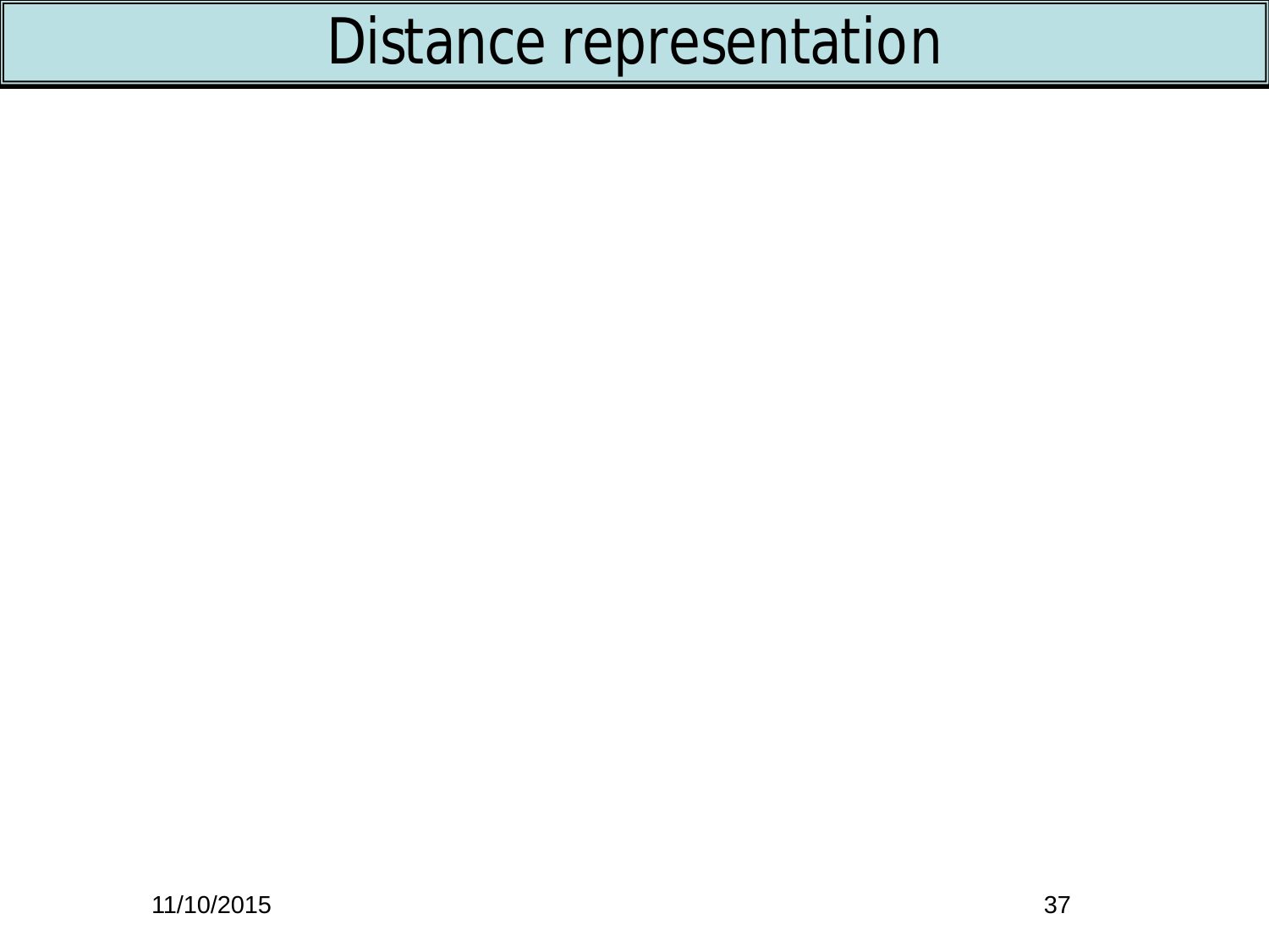# Distance representation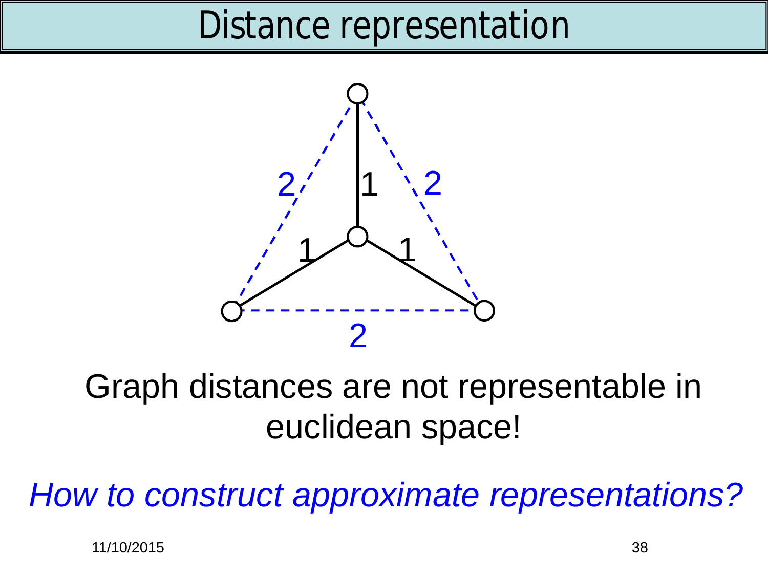# Distance representation

Graph distances are not representable in euclidean space!

*How to construct approximate representations?*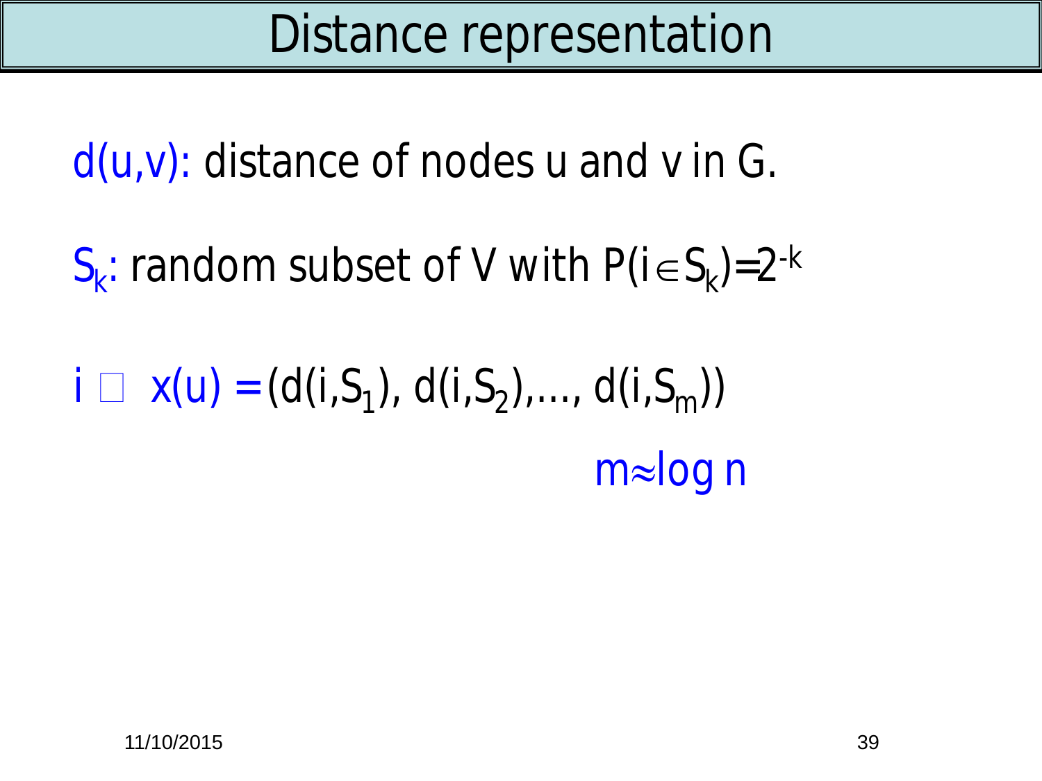# Distance representation

$d(u,v)$: distance of nodes u and v in G.

$S_k$: random subset of V with $P(i \in S_k) = 2^{-k}$

$i \mapsto x(u) = (d(i,S_1), d(i,S_2), \ldots, d(i,S_m))$

$m \approx \log n$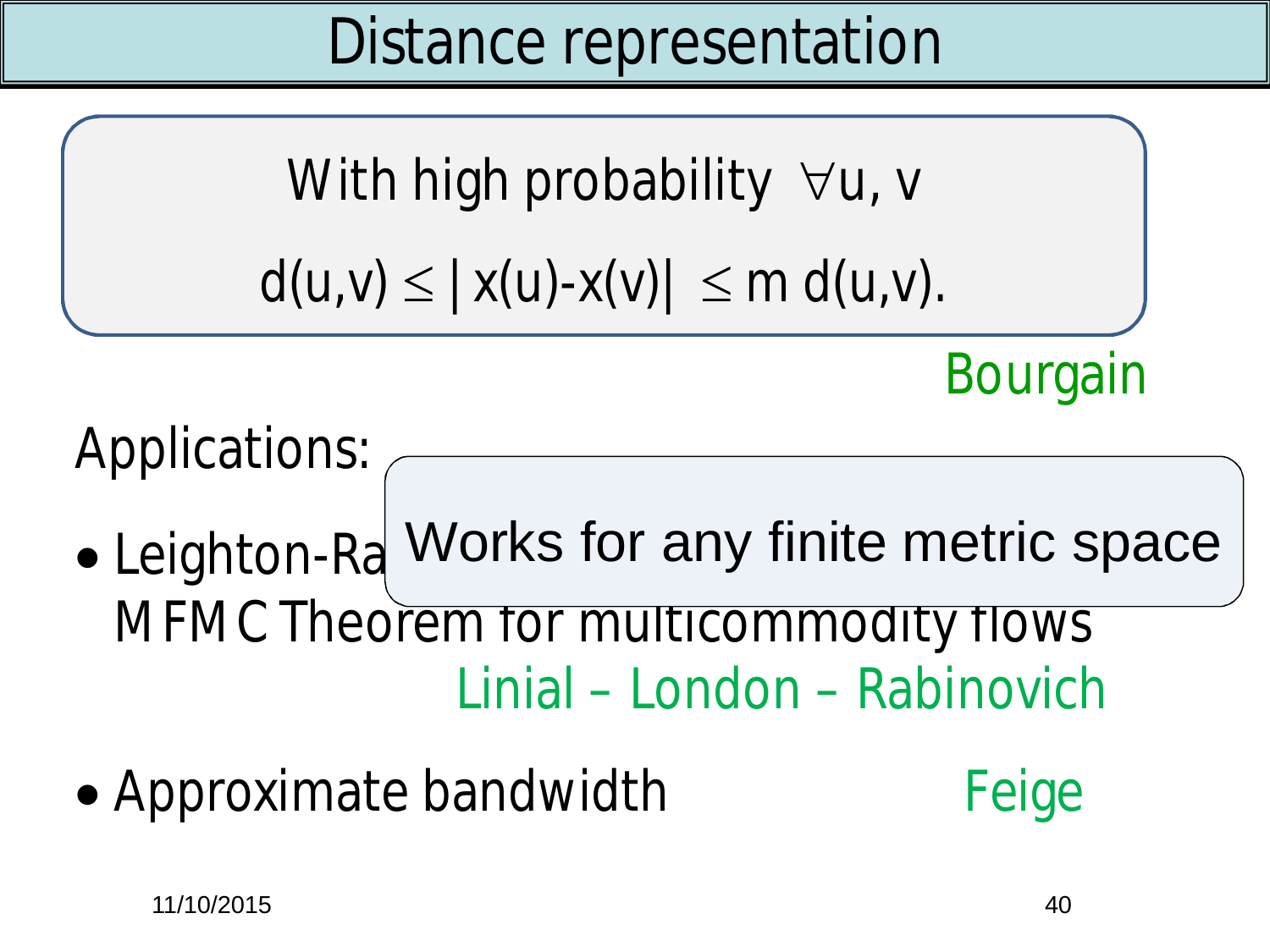# Distance representation

With high probability $\forall u, v$

$$d(u,v) \leq |x(u)-x(v)| \leq m\, d(u,v).$$

Bourgain

Applications:

Works for any finite metric space

- Leighton-Ra... MFMC Theorem for multicommodity flows
  Linial – London – Rabinovich
- Approximate bandwidth — Feige

11/10/2015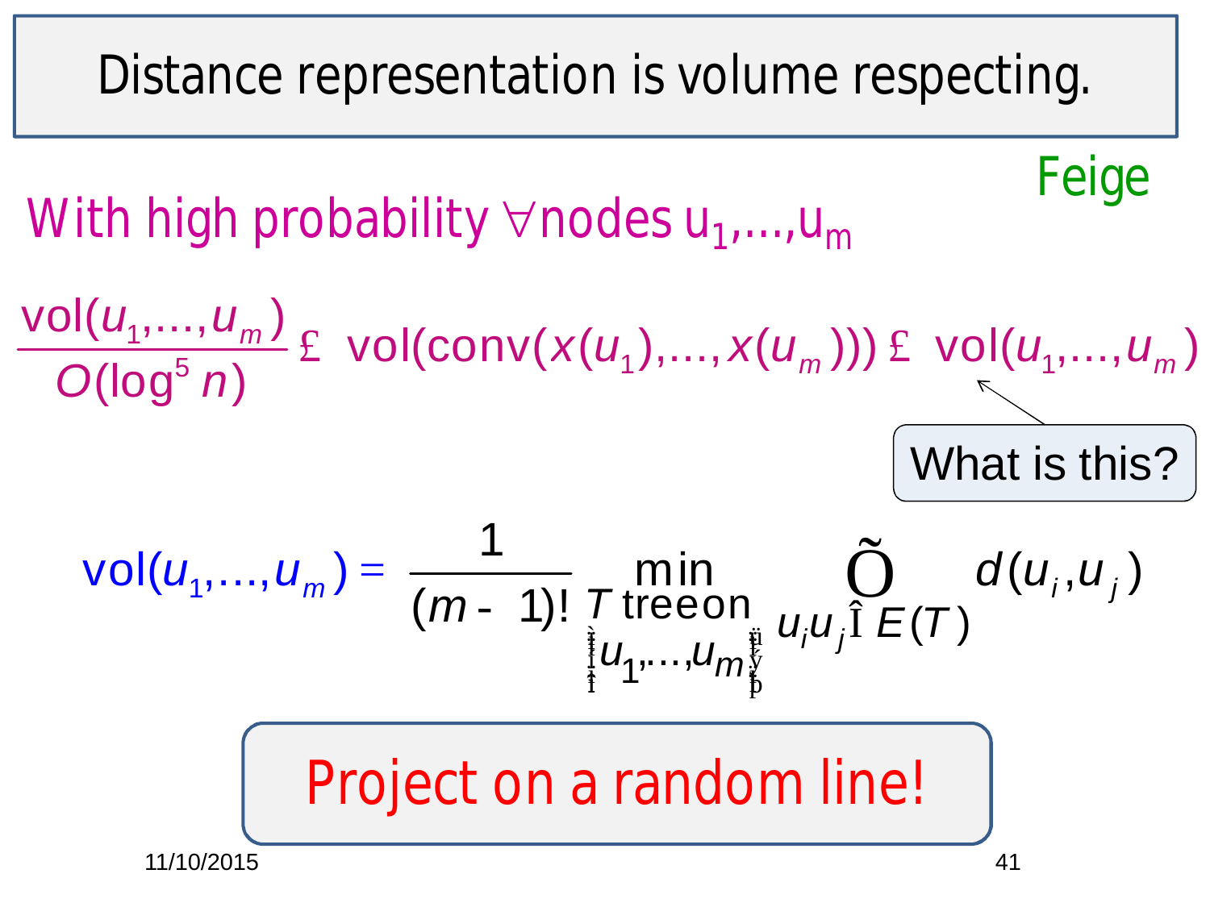# Distance representation is volume respecting.

Feige

With high probability $\forall$ nodes $u_1,\ldots,u_m$

$$\frac{\mathrm{vol}(u_1,\ldots,u_m)}{O(\log^5 n)} \le \mathrm{vol}(\mathrm{conv}(x(u_1),\ldots,x(u_m))) \le \mathrm{vol}(u_1,\ldots,u_m)$$

What is this?

$$\mathrm{vol}(u_1,\ldots,u_m) = \frac{1}{(m-1)!} \min_{T \text{ tree on } \{u_1,\ldots,u_m\}} \prod_{u_i u_j \in E(T)} d(u_i,u_j)$$

Project on a random line!

11/10/2015